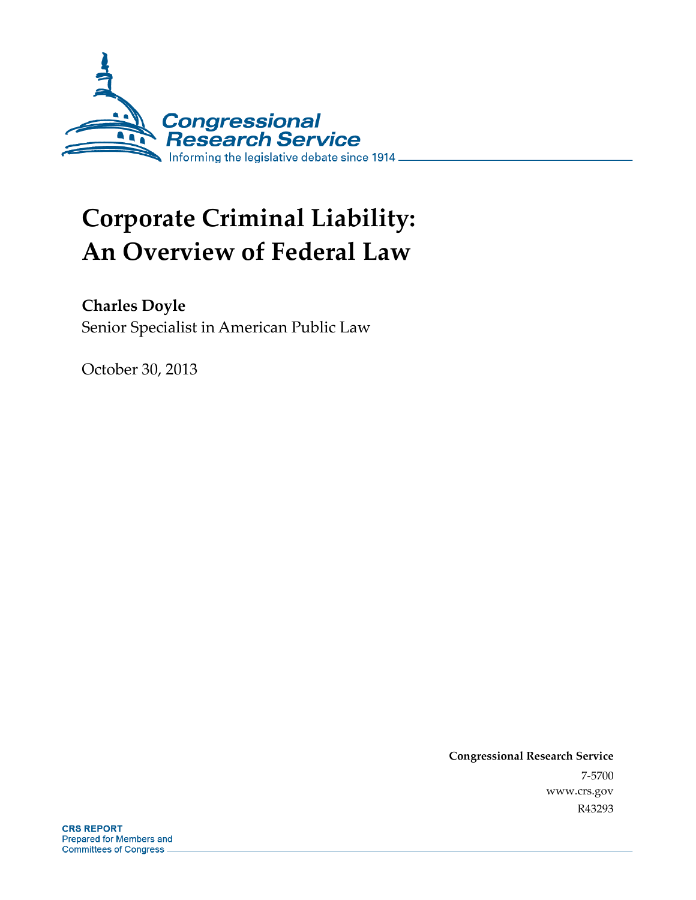Congressional Research Service

Informing the legislative debate since 1914

# Corporate Criminal Liability: An Overview of Federal Law

**Charles Doyle**
Senior Specialist in American Public Law

October 30, 2013

**Congressional Research Service**
7-5700
www.crs.gov
R43293

**CRS REPORT**
Prepared for Members and Committees of Congress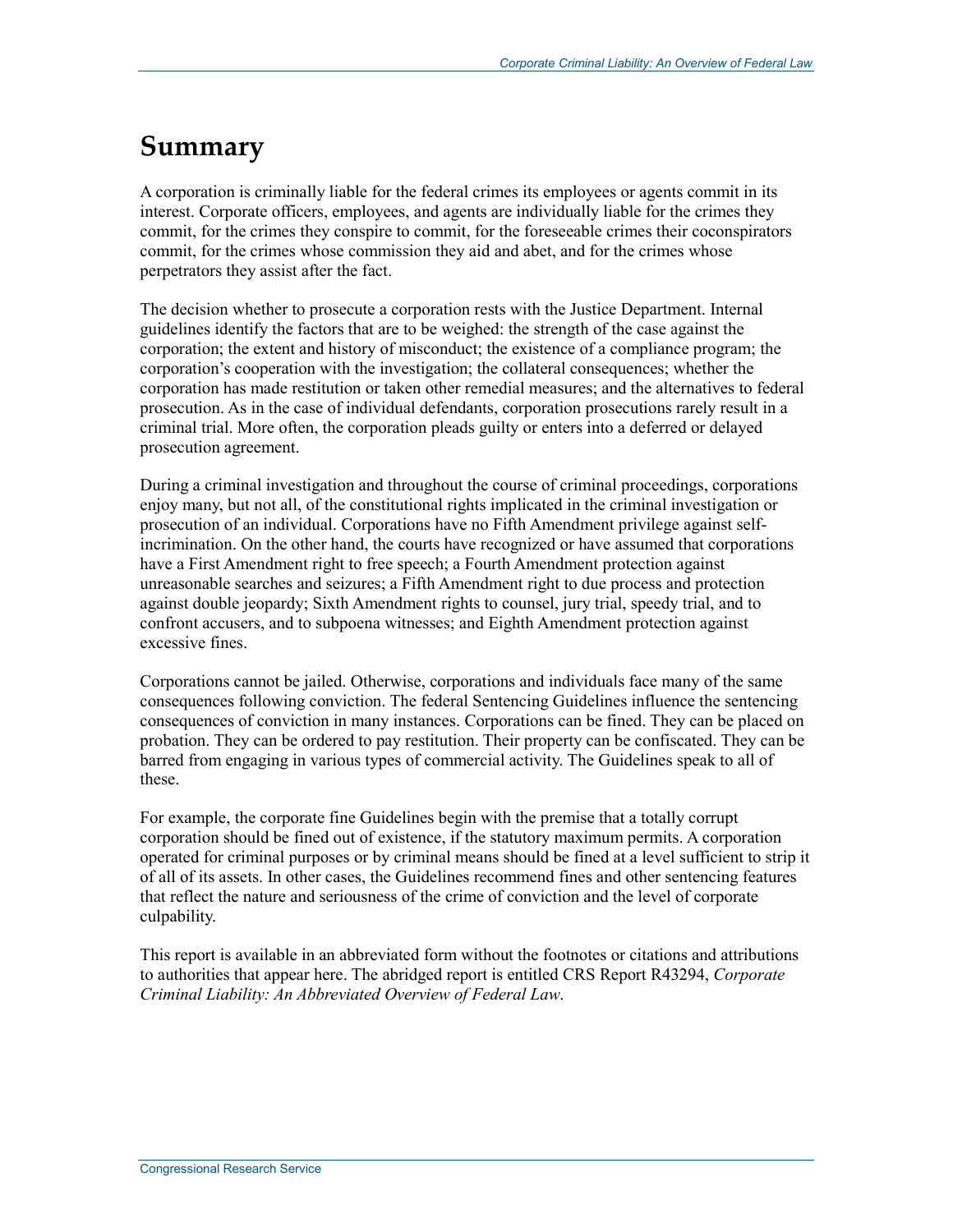# Summary

A corporation is criminally liable for the federal crimes its employees or agents commit in its interest. Corporate officers, employees, and agents are individually liable for the crimes they commit, for the crimes they conspire to commit, for the foreseeable crimes their coconspirators commit, for the crimes whose commission they aid and abet, and for the crimes whose perpetrators they assist after the fact.

The decision whether to prosecute a corporation rests with the Justice Department. Internal guidelines identify the factors that are to be weighed: the strength of the case against the corporation; the extent and history of misconduct; the existence of a compliance program; the corporation's cooperation with the investigation; the collateral consequences; whether the corporation has made restitution or taken other remedial measures; and the alternatives to federal prosecution. As in the case of individual defendants, corporation prosecutions rarely result in a criminal trial. More often, the corporation pleads guilty or enters into a deferred or delayed prosecution agreement.

During a criminal investigation and throughout the course of criminal proceedings, corporations enjoy many, but not all, of the constitutional rights implicated in the criminal investigation or prosecution of an individual. Corporations have no Fifth Amendment privilege against self-incrimination. On the other hand, the courts have recognized or have assumed that corporations have a First Amendment right to free speech; a Fourth Amendment protection against unreasonable searches and seizures; a Fifth Amendment right to due process and protection against double jeopardy; Sixth Amendment rights to counsel, jury trial, speedy trial, and to confront accusers, and to subpoena witnesses; and Eighth Amendment protection against excessive fines.

Corporations cannot be jailed. Otherwise, corporations and individuals face many of the same consequences following conviction. The federal Sentencing Guidelines influence the sentencing consequences of conviction in many instances. Corporations can be fined. They can be placed on probation. They can be ordered to pay restitution. Their property can be confiscated. They can be barred from engaging in various types of commercial activity. The Guidelines speak to all of these.

For example, the corporate fine Guidelines begin with the premise that a totally corrupt corporation should be fined out of existence, if the statutory maximum permits. A corporation operated for criminal purposes or by criminal means should be fined at a level sufficient to strip it of all of its assets. In other cases, the Guidelines recommend fines and other sentencing features that reflect the nature and seriousness of the crime of conviction and the level of corporate culpability.

This report is available in an abbreviated form without the footnotes or citations and attributions to authorities that appear here. The abridged report is entitled CRS Report R43294, *Corporate Criminal Liability: An Abbreviated Overview of Federal Law*.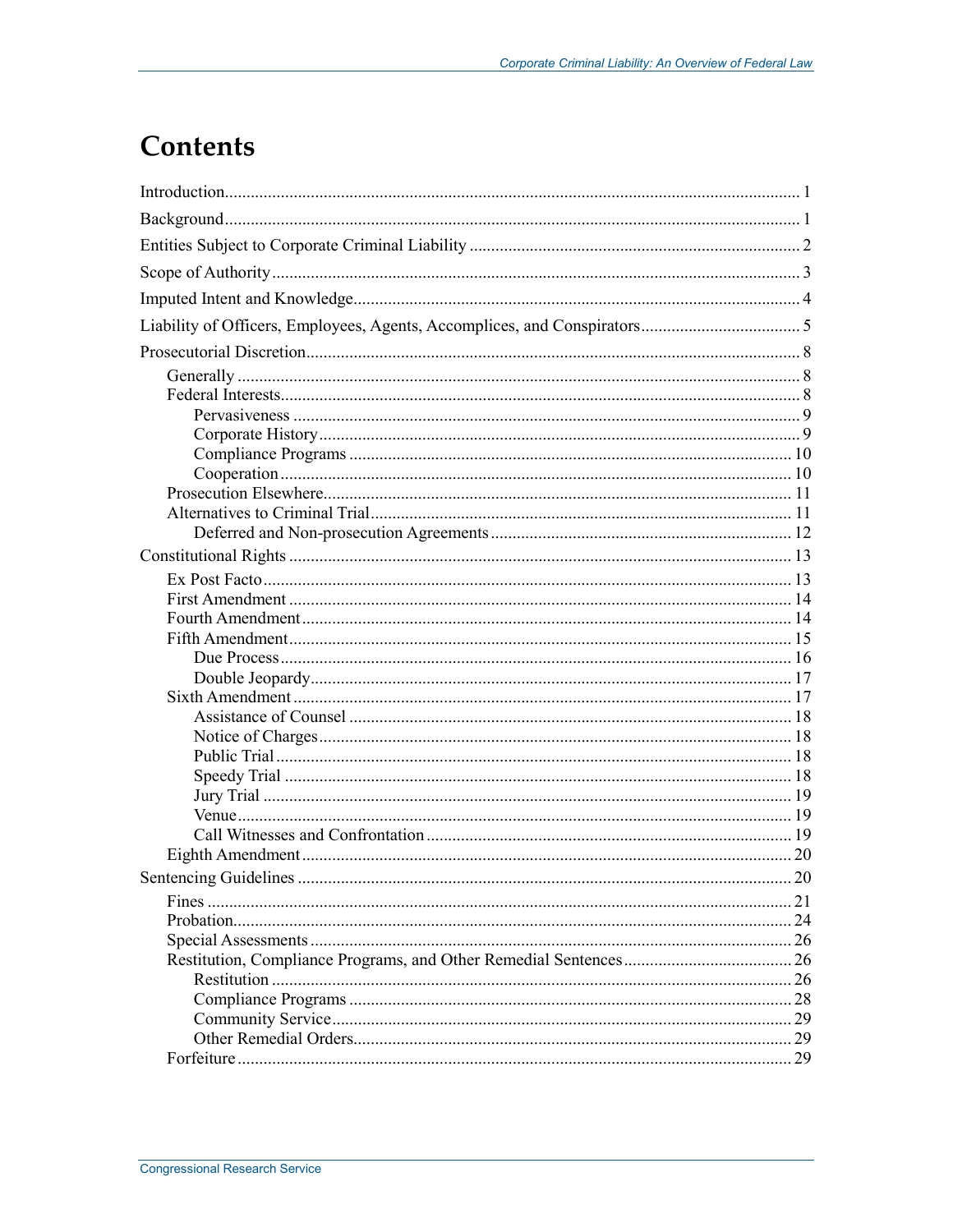# Contents

Introduction .................................................................................................................................... 1

Background ..................................................................................................................................... 1

Entities Subject to Corporate Criminal Liability ............................................................................. 2

Scope of Authority .......................................................................................................................... 3

Imputed Intent and Knowledge ....................................................................................................... 4

Liability of Officers, Employees, Agents, Accomplices, and Conspirators ..................................... 5

Prosecutorial Discretion .................................................................................................................. 8

- Generally ................................................................................................................................... 8
- Federal Interests ......................................................................................................................... 8
  - Pervasiveness ...................................................................................................................... 9
  - Corporate History ............................................................................................................... 9
  - Compliance Programs ....................................................................................................... 10
  - Cooperation ...................................................................................................................... 10
- Prosecution Elsewhere ............................................................................................................. 11
- Alternatives to Criminal Trial .................................................................................................. 11
  - Deferred and Non-prosecution Agreements ...................................................................... 12

Constitutional Rights .................................................................................................................... 13

- Ex Post Facto .......................................................................................................................... 13
- First Amendment .................................................................................................................... 14
- Fourth Amendment ................................................................................................................. 14
- Fifth Amendment .................................................................................................................... 15
  - Due Process ...................................................................................................................... 16
  - Double Jeopardy ............................................................................................................... 17
- Sixth Amendment ................................................................................................................... 17
  - Assistance of Counsel ...................................................................................................... 18
  - Notice of Charges ............................................................................................................. 18
  - Public Trial ....................................................................................................................... 18
  - Speedy Trial ..................................................................................................................... 18
  - Jury Trial .......................................................................................................................... 19
  - Venue ................................................................................................................................ 19
  - Call Witnesses and Confrontation ..................................................................................... 19
- Eighth Amendment ................................................................................................................. 20

Sentencing Guidelines .................................................................................................................. 20

- Fines ....................................................................................................................................... 21
- Probation ................................................................................................................................. 24
- Special Assessments ............................................................................................................... 26
- Restitution, Compliance Programs, and Other Remedial Sentences ........................................ 26
  - Restitution ........................................................................................................................ 26
  - Compliance Programs ....................................................................................................... 28
  - Community Service .......................................................................................................... 29
  - Other Remedial Orders ...................................................................................................... 29
- Forfeiture ................................................................................................................................ 29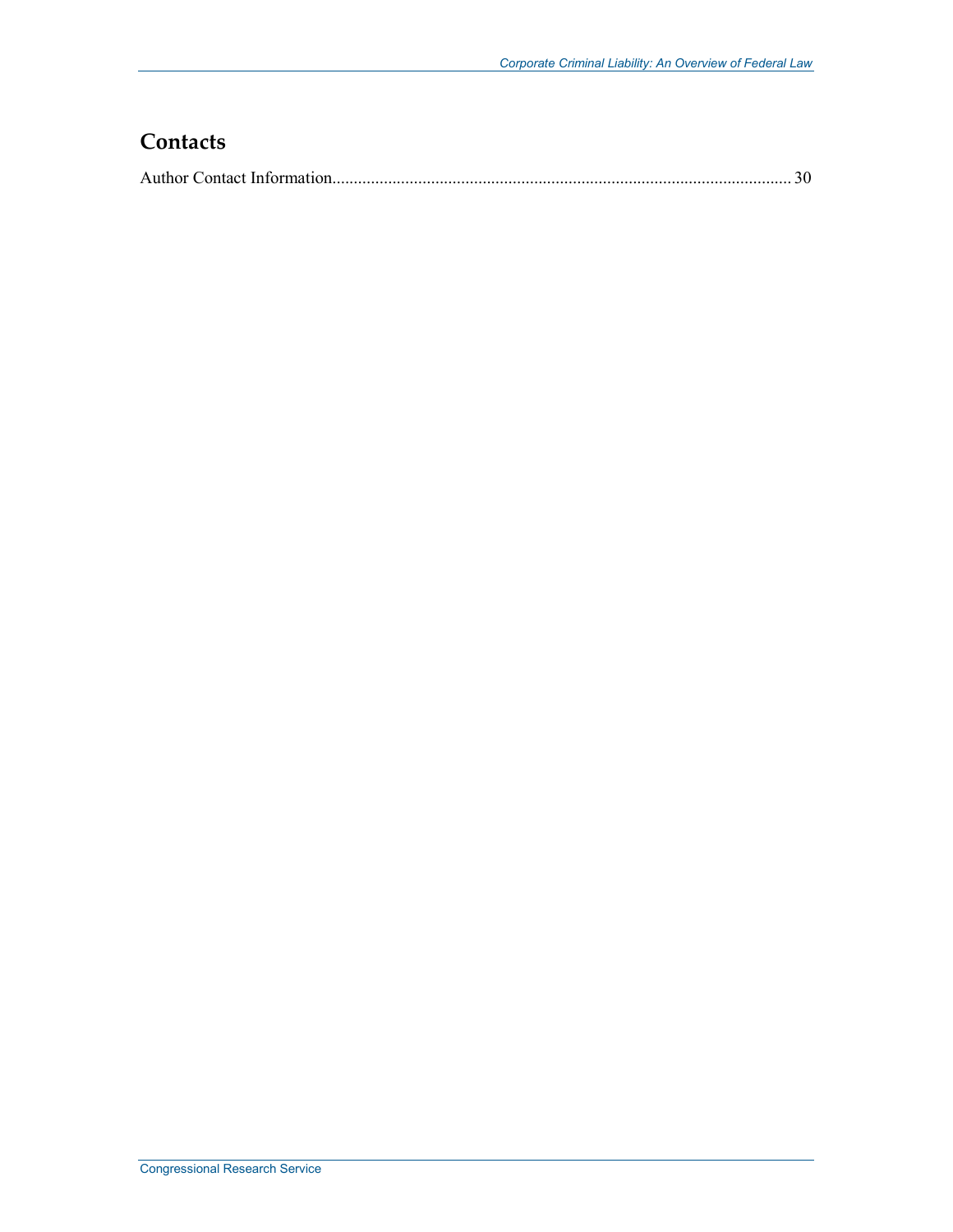## Contacts

Author Contact Information........................................................................................................... 30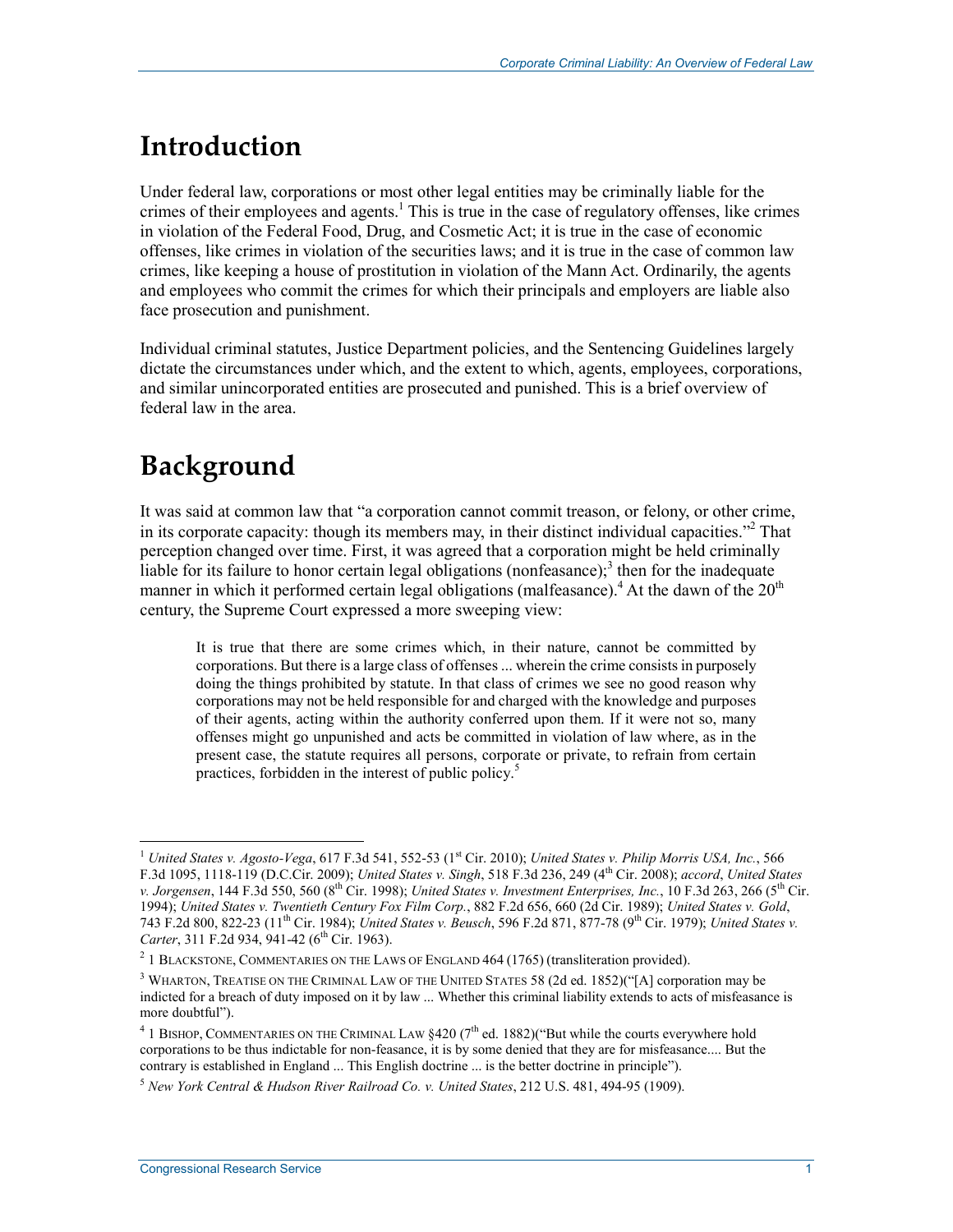# Introduction

Under federal law, corporations or most other legal entities may be criminally liable for the crimes of their employees and agents.[1] This is true in the case of regulatory offenses, like crimes in violation of the Federal Food, Drug, and Cosmetic Act; it is true in the case of economic offenses, like crimes in violation of the securities laws; and it is true in the case of common law crimes, like keeping a house of prostitution in violation of the Mann Act. Ordinarily, the agents and employees who commit the crimes for which their principals and employers are liable also face prosecution and punishment.

Individual criminal statutes, Justice Department policies, and the Sentencing Guidelines largely dictate the circumstances under which, and the extent to which, agents, employees, corporations, and similar unincorporated entities are prosecuted and punished. This is a brief overview of federal law in the area.

# Background

It was said at common law that "a corporation cannot commit treason, or felony, or other crime, in its corporate capacity: though its members may, in their distinct individual capacities."[2] That perception changed over time. First, it was agreed that a corporation might be held criminally liable for its failure to honor certain legal obligations (nonfeasance);[3] then for the inadequate manner in which it performed certain legal obligations (malfeasance).[4] At the dawn of the 20th century, the Supreme Court expressed a more sweeping view:

> It is true that there are some crimes which, in their nature, cannot be committed by corporations. But there is a large class of offenses ... wherein the crime consists in purposely doing the things prohibited by statute. In that class of crimes we see no good reason why corporations may not be held responsible for and charged with the knowledge and purposes of their agents, acting within the authority conferred upon them. If it were not so, many offenses might go unpunished and acts be committed in violation of law where, as in the present case, the statute requires all persons, corporate or private, to refrain from certain practices, forbidden in the interest of public policy.[5]

---

[1] *United States v. Agosto-Vega*, 617 F.3d 541, 552-53 (1st Cir. 2010); *United States v. Philip Morris USA, Inc.*, 566 F.3d 1095, 1118-119 (D.C.Cir. 2009); *United States v. Singh*, 518 F.3d 236, 249 (4th Cir. 2008); *accord*, *United States v. Jorgensen*, 144 F.3d 550, 560 (8th Cir. 1998); *United States v. Investment Enterprises, Inc.*, 10 F.3d 263, 266 (5th Cir. 1994); *United States v. Twentieth Century Fox Film Corp.*, 882 F.2d 656, 660 (2d Cir. 1989); *United States v. Gold*, 743 F.2d 800, 822-23 (11th Cir. 1984); *United States v. Beusch*, 596 F.2d 871, 877-78 (9th Cir. 1979); *United States v. Carter*, 311 F.2d 934, 941-42 (6th Cir. 1963).

[2] 1 BLACKSTONE, COMMENTARIES ON THE LAWS OF ENGLAND 464 (1765) (transliteration provided).

[3] WHARTON, TREATISE ON THE CRIMINAL LAW OF THE UNITED STATES 58 (2d ed. 1852)("[A] corporation may be indicted for a breach of duty imposed on it by law ... Whether this criminal liability extends to acts of misfeasance is more doubtful").

[4] 1 BISHOP, COMMENTARIES ON THE CRIMINAL LAW §420 (7th ed. 1882)("But while the courts everywhere hold corporations to be thus indictable for non-feasance, it is by some denied that they are for misfeasance.... But the contrary is established in England ... This English doctrine ... is the better doctrine in principle").

[5] *New York Central & Hudson River Railroad Co. v. United States*, 212 U.S. 481, 494-95 (1909).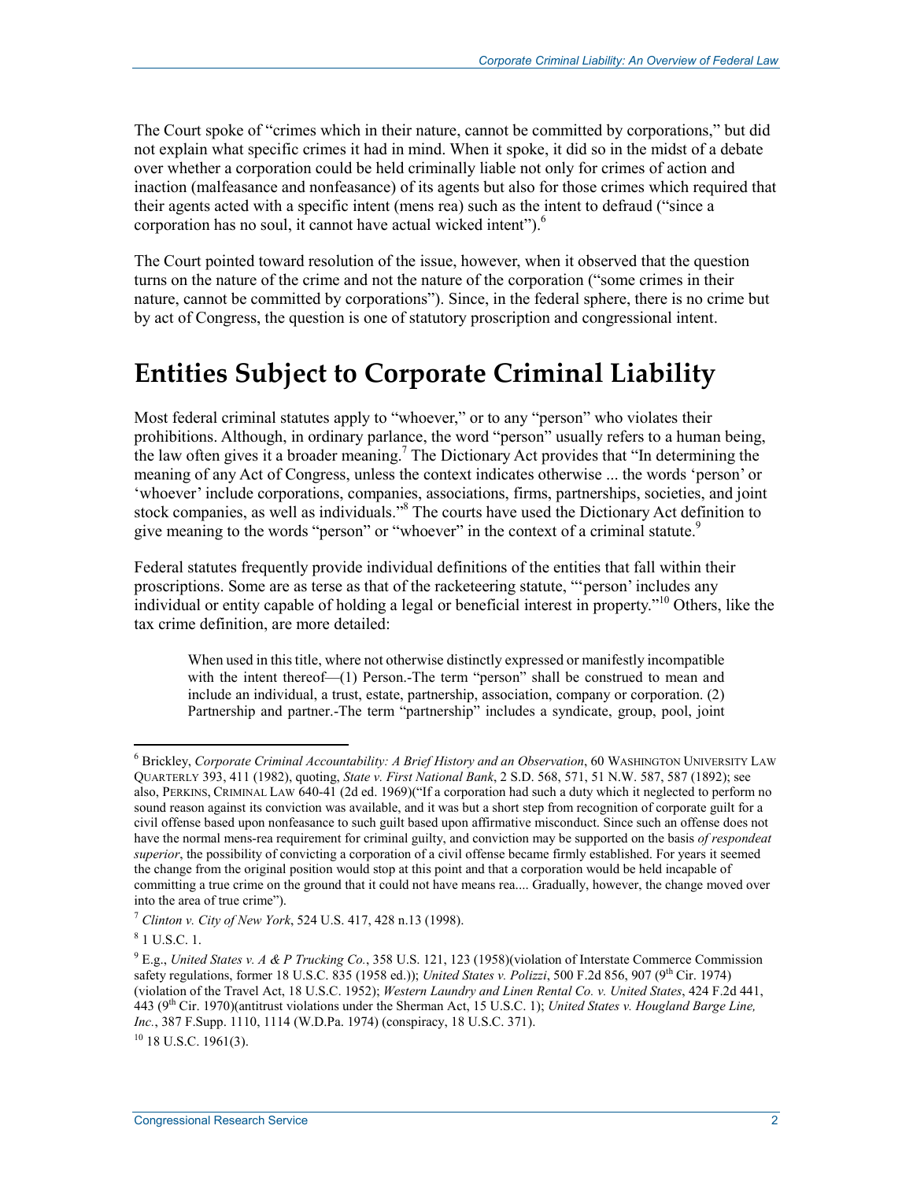The Court spoke of "crimes which in their nature, cannot be committed by corporations," but did not explain what specific crimes it had in mind. When it spoke, it did so in the midst of a debate over whether a corporation could be held criminally liable not only for crimes of action and inaction (malfeasance and nonfeasance) of its agents but also for those crimes which required that their agents acted with a specific intent (mens rea) such as the intent to defraud ("since a corporation has no soul, it cannot have actual wicked intent").[6]

The Court pointed toward resolution of the issue, however, when it observed that the question turns on the nature of the crime and not the nature of the corporation ("some crimes in their nature, cannot be committed by corporations"). Since, in the federal sphere, there is no crime but by act of Congress, the question is one of statutory proscription and congressional intent.

# Entities Subject to Corporate Criminal Liability

Most federal criminal statutes apply to "whoever," or to any "person" who violates their prohibitions. Although, in ordinary parlance, the word "person" usually refers to a human being, the law often gives it a broader meaning.[7] The Dictionary Act provides that "In determining the meaning of any Act of Congress, unless the context indicates otherwise ... the words 'person' or 'whoever' include corporations, companies, associations, firms, partnerships, societies, and joint stock companies, as well as individuals."[8] The courts have used the Dictionary Act definition to give meaning to the words "person" or "whoever" in the context of a criminal statute.[9]

Federal statutes frequently provide individual definitions of the entities that fall within their proscriptions. Some are as terse as that of the racketeering statute, "'person' includes any individual or entity capable of holding a legal or beneficial interest in property."[10] Others, like the tax crime definition, are more detailed:

> When used in this title, where not otherwise distinctly expressed or manifestly incompatible with the intent thereof—(1) Person.-The term "person" shall be construed to mean and include an individual, a trust, estate, partnership, association, company or corporation. (2) Partnership and partner.-The term "partnership" includes a syndicate, group, pool, joint

---

[6] Brickley, *Corporate Criminal Accountability: A Brief History and an Observation*, 60 WASHINGTON UNIVERSITY LAW QUARTERLY 393, 411 (1982), quoting, *State v. First National Bank*, 2 S.D. 568, 571, 51 N.W. 587, 587 (1892); see also, PERKINS, CRIMINAL LAW 640-41 (2d ed. 1969)("If a corporation had such a duty which it neglected to perform no sound reason against its conviction was available, and it was but a short step from recognition of corporate guilt for a civil offense based upon nonfeasance to such guilt based upon affirmative misconduct. Since such an offense does not have the normal mens-rea requirement for criminal guilty, and conviction may be supported on the basis *of respondeat superior*, the possibility of convicting a corporation of a civil offense became firmly established. For years it seemed the change from the original position would stop at this point and that a corporation would be held incapable of committing a true crime on the ground that it could not have means rea.... Gradually, however, the change moved over into the area of true crime").

[7] *Clinton v. City of New York*, 524 U.S. 417, 428 n.13 (1998).

[8] 1 U.S.C. 1.

[9] E.g., *United States v. A & P Trucking Co.*, 358 U.S. 121, 123 (1958)(violation of Interstate Commerce Commission safety regulations, former 18 U.S.C. 835 (1958 ed.)); *United States v. Polizzi*, 500 F.2d 856, 907 (9th Cir. 1974) (violation of the Travel Act, 18 U.S.C. 1952); *Western Laundry and Linen Rental Co. v. United States*, 424 F.2d 441, 443 (9th Cir. 1970)(antitrust violations under the Sherman Act, 15 U.S.C. 1); *United States v. Hougland Barge Line, Inc.*, 387 F.Supp. 1110, 1114 (W.D.Pa. 1974) (conspiracy, 18 U.S.C. 371).

[10] 18 U.S.C. 1961(3).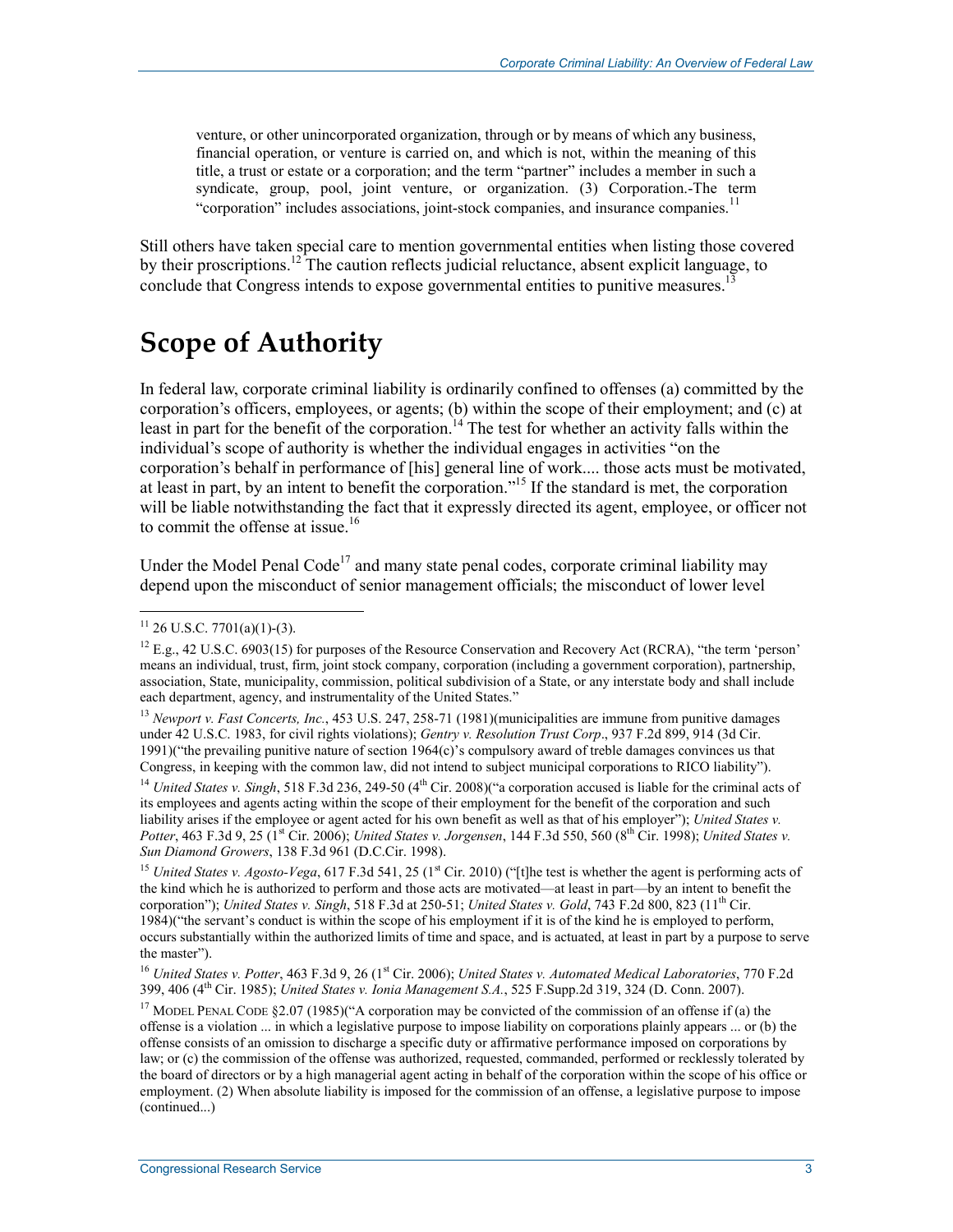venture, or other unincorporated organization, through or by means of which any business, financial operation, or venture is carried on, and which is not, within the meaning of this title, a trust or estate or a corporation; and the term "partner" includes a member in such a syndicate, group, pool, joint venture, or organization. (3) Corporation.-The term "corporation" includes associations, joint-stock companies, and insurance companies.[11]

Still others have taken special care to mention governmental entities when listing those covered by their proscriptions.[12] The caution reflects judicial reluctance, absent explicit language, to conclude that Congress intends to expose governmental entities to punitive measures.[13]

# Scope of Authority

In federal law, corporate criminal liability is ordinarily confined to offenses (a) committed by the corporation's officers, employees, or agents; (b) within the scope of their employment; and (c) at least in part for the benefit of the corporation.[14] The test for whether an activity falls within the individual's scope of authority is whether the individual engages in activities "on the corporation's behalf in performance of [his] general line of work.... those acts must be motivated, at least in part, by an intent to benefit the corporation."[15] If the standard is met, the corporation will be liable notwithstanding the fact that it expressly directed its agent, employee, or officer not to commit the offense at issue.[16]

Under the Model Penal Code[17] and many state penal codes, corporate criminal liability may depend upon the misconduct of senior management officials; the misconduct of lower level

---

[11] 26 U.S.C. 7701(a)(1)-(3).

[12] E.g., 42 U.S.C. 6903(15) for purposes of the Resource Conservation and Recovery Act (RCRA), "the term 'person' means an individual, trust, firm, joint stock company, corporation (including a government corporation), partnership, association, State, municipality, commission, political subdivision of a State, or any interstate body and shall include each department, agency, and instrumentality of the United States."

[13] *Newport v. Fast Concerts, Inc.*, 453 U.S. 247, 258-71 (1981)(municipalities are immune from punitive damages under 42 U.S.C. 1983, for civil rights violations); *Gentry v. Resolution Trust Corp*., 937 F.2d 899, 914 (3d Cir. 1991)("the prevailing punitive nature of section 1964(c)'s compulsory award of treble damages convinces us that Congress, in keeping with the common law, did not intend to subject municipal corporations to RICO liability").

[14] *United States v. Singh*, 518 F.3d 236, 249-50 (4th Cir. 2008)("a corporation accused is liable for the criminal acts of its employees and agents acting within the scope of their employment for the benefit of the corporation and such liability arises if the employee or agent acted for his own benefit as well as that of his employer"); *United States v. Potter*, 463 F.3d 9, 25 (1st Cir. 2006); *United States v. Jorgensen*, 144 F.3d 550, 560 (8th Cir. 1998); *United States v. Sun Diamond Growers*, 138 F.3d 961 (D.C.Cir. 1998).

[15] *United States v. Agosto-Vega*, 617 F.3d 541, 25 (1st Cir. 2010) ("[t]he test is whether the agent is performing acts of the kind which he is authorized to perform and those acts are motivated—at least in part—by an intent to benefit the corporation"); *United States v. Singh*, 518 F.3d at 250-51; *United States v. Gold*, 743 F.2d 800, 823 (11th Cir. 1984)("the servant's conduct is within the scope of his employment if it is of the kind he is employed to perform, occurs substantially within the authorized limits of time and space, and is actuated, at least in part by a purpose to serve the master").

[16] *United States v. Potter*, 463 F.3d 9, 26 (1st Cir. 2006); *United States v. Automated Medical Laboratories*, 770 F.2d 399, 406 (4th Cir. 1985); *United States v. Ionia Management S.A.*, 525 F.Supp.2d 319, 324 (D. Conn. 2007).

[17] MODEL PENAL CODE §2.07 (1985)("A corporation may be convicted of the commission of an offense if (a) the offense is a violation ... in which a legislative purpose to impose liability on corporations plainly appears ... or (b) the offense consists of an omission to discharge a specific duty or affirmative performance imposed on corporations by law; or (c) the commission of the offense was authorized, requested, commanded, performed or recklessly tolerated by the board of directors or by a high managerial agent acting in behalf of the corporation within the scope of his office or employment. (2) When absolute liability is imposed for the commission of an offense, a legislative purpose to impose (continued...)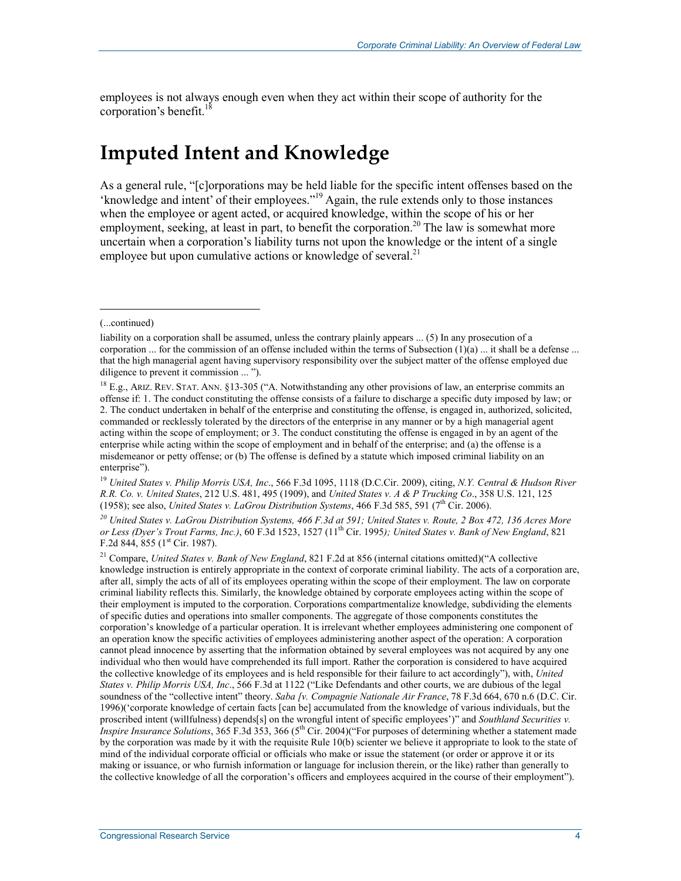employees is not always enough even when they act within their scope of authority for the corporation's benefit.[18]

## Imputed Intent and Knowledge

As a general rule, "[c]orporations may be held liable for the specific intent offenses based on the 'knowledge and intent' of their employees."[19] Again, the rule extends only to those instances when the employee or agent acted, or acquired knowledge, within the scope of his or her employment, seeking, at least in part, to benefit the corporation.[20] The law is somewhat more uncertain when a corporation's liability turns not upon the knowledge or the intent of a single employee but upon cumulative actions or knowledge of several.[21]

---

(...continued)

liability on a corporation shall be assumed, unless the contrary plainly appears ... (5) In any prosecution of a corporation ... for the commission of an offense included within the terms of Subsection (1)(a) ... it shall be a defense ... that the high managerial agent having supervisory responsibility over the subject matter of the offense employed due diligence to prevent it commission ... ").

[18] E.g., ARIZ. REV. STAT. ANN. §13-305 ("A. Notwithstanding any other provisions of law, an enterprise commits an offense if: 1. The conduct constituting the offense consists of a failure to discharge a specific duty imposed by law; or 2. The conduct undertaken in behalf of the enterprise and constituting the offense, is engaged in, authorized, solicited, commanded or recklessly tolerated by the directors of the enterprise in any manner or by a high managerial agent acting within the scope of employment; or 3. The conduct constituting the offense is engaged in by an agent of the enterprise while acting within the scope of employment and in behalf of the enterprise; and (a) the offense is a misdemeanor or petty offense; or (b) The offense is defined by a statute which imposed criminal liability on an enterprise").

[19] *United States v. Philip Morris USA, Inc*., 566 F.3d 1095, 1118 (D.C.Cir. 2009), citing, *N.Y. Central & Hudson River R.R. Co. v. United States*, 212 U.S. 481, 495 (1909), and *United States v. A & P Trucking Co*., 358 U.S. 121, 125 (1958); see also, *United States v. LaGrou Distribution Systems*, 466 F.3d 585, 591 (7th Cir. 2006).

[20] *United States v. LaGrou Distribution Systems, 466 F.3d at 591; United States v. Route, 2 Box 472, 136 Acres More or Less (Dyer's Trout Farms, Inc.)*, 60 F.3d 1523, 1527 (11th Cir. 1995*); United States v. Bank of New England*, 821 F.2d 844, 855 (1st Cir. 1987).

[21] Compare, *United States v. Bank of New England*, 821 F.2d at 856 (internal citations omitted)("A collective knowledge instruction is entirely appropriate in the context of corporate criminal liability. The acts of a corporation are, after all, simply the acts of all of its employees operating within the scope of their employment. The law on corporate criminal liability reflects this. Similarly, the knowledge obtained by corporate employees acting within the scope of their employment is imputed to the corporation. Corporations compartmentalize knowledge, subdividing the elements of specific duties and operations into smaller components. The aggregate of those components constitutes the corporation's knowledge of a particular operation. It is irrelevant whether employees administering one component of an operation know the specific activities of employees administering another aspect of the operation: A corporation cannot plead innocence by asserting that the information obtained by several employees was not acquired by any one individual who then would have comprehended its full import. Rather the corporation is considered to have acquired the collective knowledge of its employees and is held responsible for their failure to act accordingly"), with, *United States v. Philip Morris USA, Inc*., 566 F.3d at 1122 ("Like Defendants and other courts, we are dubious of the legal soundness of the "collective intent" theory. *Saba [v. Compagnie Nationale Air France*, 78 F.3d 664, 670 n.6 (D.C. Cir. 1996)('corporate knowledge of certain facts [can be] accumulated from the knowledge of various individuals, but the proscribed intent (willfulness) depends[s] on the wrongful intent of specific employees')" and *Southland Securities v. Inspire Insurance Solutions*, 365 F.3d 353, 366 (5th Cir. 2004)("For purposes of determining whether a statement made by the corporation was made by it with the requisite Rule 10(b) scienter we believe it appropriate to look to the state of mind of the individual corporate official or officials who make or issue the statement (or order or approve it or its making or issuance, or who furnish information or language for inclusion therein, or the like) rather than generally to the collective knowledge of all the corporation's officers and employees acquired in the course of their employment").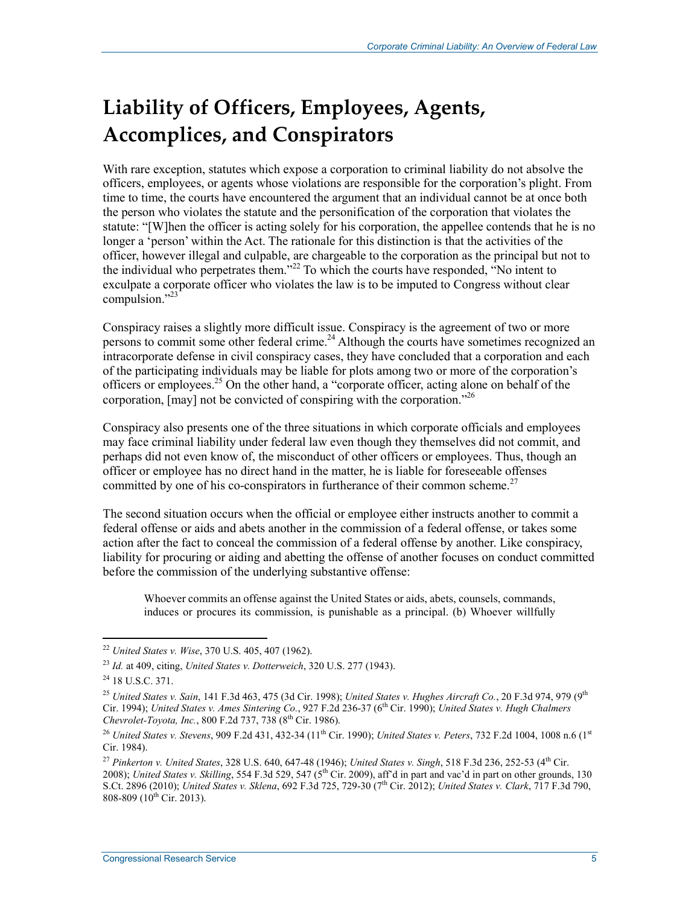# Liability of Officers, Employees, Agents, Accomplices, and Conspirators

With rare exception, statutes which expose a corporation to criminal liability do not absolve the officers, employees, or agents whose violations are responsible for the corporation's plight. From time to time, the courts have encountered the argument that an individual cannot be at once both the person who violates the statute and the personification of the corporation that violates the statute: "[W]hen the officer is acting solely for his corporation, the appellee contends that he is no longer a 'person' within the Act. The rationale for this distinction is that the activities of the officer, however illegal and culpable, are chargeable to the corporation as the principal but not to the individual who perpetrates them."[22] To which the courts have responded, "No intent to exculpate a corporate officer who violates the law is to be imputed to Congress without clear compulsion."[23]

Conspiracy raises a slightly more difficult issue. Conspiracy is the agreement of two or more persons to commit some other federal crime.[24] Although the courts have sometimes recognized an intracorporate defense in civil conspiracy cases, they have concluded that a corporation and each of the participating individuals may be liable for plots among two or more of the corporation's officers or employees.[25] On the other hand, a "corporate officer, acting alone on behalf of the corporation, [may] not be convicted of conspiring with the corporation."[26]

Conspiracy also presents one of the three situations in which corporate officials and employees may face criminal liability under federal law even though they themselves did not commit, and perhaps did not even know of, the misconduct of other officers or employees. Thus, though an officer or employee has no direct hand in the matter, he is liable for foreseeable offenses committed by one of his co-conspirators in furtherance of their common scheme.[27]

The second situation occurs when the official or employee either instructs another to commit a federal offense or aids and abets another in the commission of a federal offense, or takes some action after the fact to conceal the commission of a federal offense by another. Like conspiracy, liability for procuring or aiding and abetting the offense of another focuses on conduct committed before the commission of the underlying substantive offense:

> Whoever commits an offense against the United States or aids, abets, counsels, commands, induces or procures its commission, is punishable as a principal. (b) Whoever willfully

---

[22] *United States v. Wise*, 370 U.S. 405, 407 (1962).

[23] *Id.* at 409, citing, *United States v. Dotterweich*, 320 U.S. 277 (1943).

[24] 18 U.S.C. 371.

[25] *United States v. Sain*, 141 F.3d 463, 475 (3d Cir. 1998); *United States v. Hughes Aircraft Co.*, 20 F.3d 974, 979 (9th Cir. 1994); *United States v. Ames Sintering Co.*, 927 F.2d 236-37 (6th Cir. 1990); *United States v. Hugh Chalmers Chevrolet-Toyota, Inc.*, 800 F.2d 737, 738 (8th Cir. 1986).

[26] *United States v. Stevens*, 909 F.2d 431, 432-34 (11th Cir. 1990); *United States v. Peters*, 732 F.2d 1004, 1008 n.6 (1st Cir. 1984).

[27] *Pinkerton v. United States*, 328 U.S. 640, 647-48 (1946); *United States v. Singh*, 518 F.3d 236, 252-53 (4th Cir. 2008); *United States v. Skilling*, 554 F.3d 529, 547 (5th Cir. 2009), aff'd in part and vac'd in part on other grounds, 130 S.Ct. 2896 (2010); *United States v. Sklena*, 692 F.3d 725, 729-30 (7th Cir. 2012); *United States v. Clark*, 717 F.3d 790, 808-809 (10th Cir. 2013).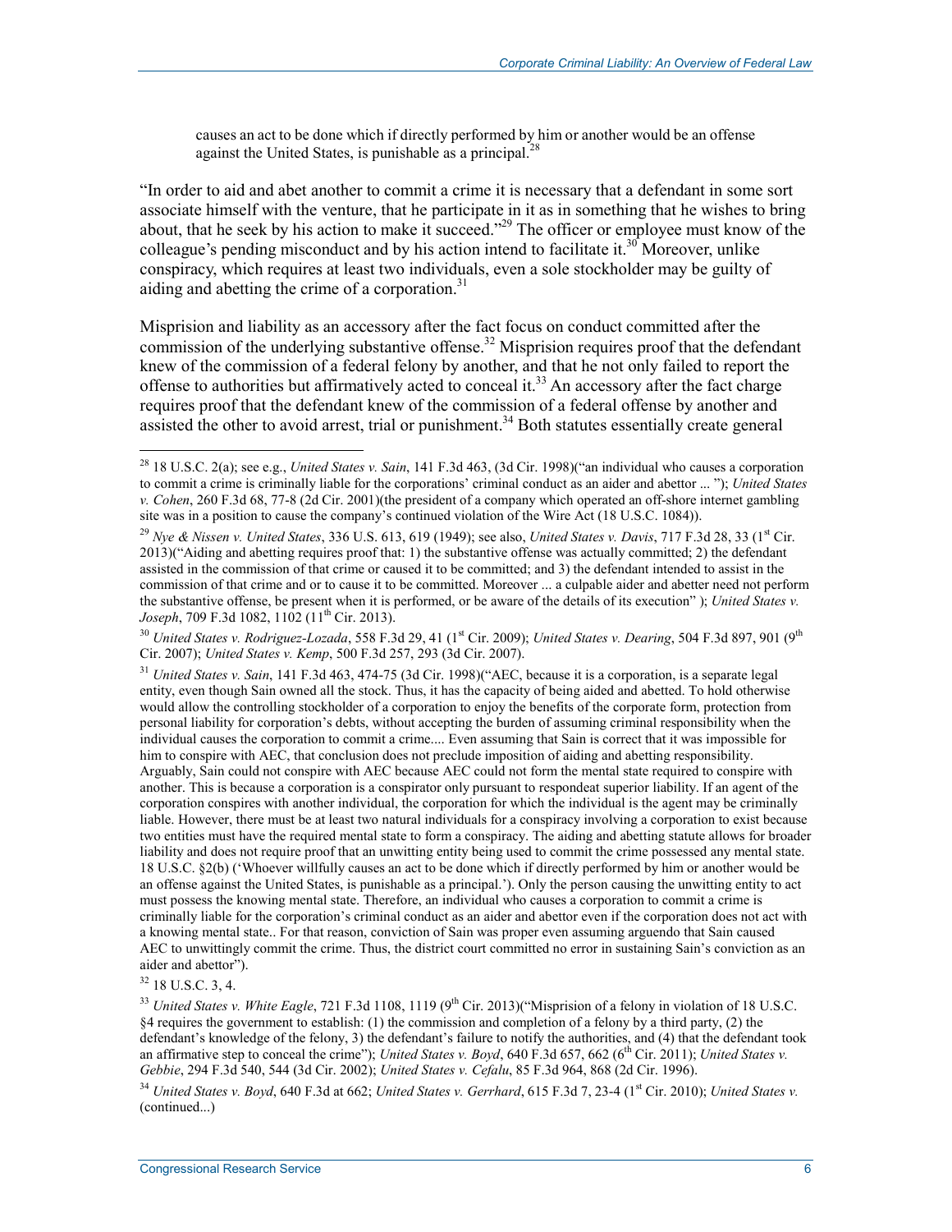causes an act to be done which if directly performed by him or another would be an offense against the United States, is punishable as a principal.[28]

"In order to aid and abet another to commit a crime it is necessary that a defendant in some sort associate himself with the venture, that he participate in it as in something that he wishes to bring about, that he seek by his action to make it succeed."[29] The officer or employee must know of the colleague's pending misconduct and by his action intend to facilitate it.[30] Moreover, unlike conspiracy, which requires at least two individuals, even a sole stockholder may be guilty of aiding and abetting the crime of a corporation.[31]

Misprision and liability as an accessory after the fact focus on conduct committed after the commission of the underlying substantive offense.[32] Misprision requires proof that the defendant knew of the commission of a federal felony by another, and that he not only failed to report the offense to authorities but affirmatively acted to conceal it.[33] An accessory after the fact charge requires proof that the defendant knew of the commission of a federal offense by another and assisted the other to avoid arrest, trial or punishment.[34] Both statutes essentially create general

---

[28] 18 U.S.C. 2(a); see e.g., *United States v. Sain*, 141 F.3d 463, (3d Cir. 1998)("an individual who causes a corporation to commit a crime is criminally liable for the corporations' criminal conduct as an aider and abettor ... "); *United States v. Cohen*, 260 F.3d 68, 77-8 (2d Cir. 2001)(the president of a company which operated an off-shore internet gambling site was in a position to cause the company's continued violation of the Wire Act (18 U.S.C. 1084)).

[29] *Nye & Nissen v. United States*, 336 U.S. 613, 619 (1949); see also, *United States v. Davis*, 717 F.3d 28, 33 (1st Cir. 2013)("Aiding and abetting requires proof that: 1) the substantive offense was actually committed; 2) the defendant assisted in the commission of that crime or caused it to be committed; and 3) the defendant intended to assist in the commission of that crime and or to cause it to be committed. Moreover ... a culpable aider and abetter need not perform the substantive offense, be present when it is performed, or be aware of the details of its execution" ); *United States v. Joseph*, 709 F.3d 1082, 1102 (11th Cir. 2013).

[30] *United States v. Rodriguez-Lozada*, 558 F.3d 29, 41 (1st Cir. 2009); *United States v. Dearing*, 504 F.3d 897, 901 (9th Cir. 2007); *United States v. Kemp*, 500 F.3d 257, 293 (3d Cir. 2007).

[31] *United States v. Sain*, 141 F.3d 463, 474-75 (3d Cir. 1998)("AEC, because it is a corporation, is a separate legal entity, even though Sain owned all the stock. Thus, it has the capacity of being aided and abetted. To hold otherwise would allow the controlling stockholder of a corporation to enjoy the benefits of the corporate form, protection from personal liability for corporation's debts, without accepting the burden of assuming criminal responsibility when the individual causes the corporation to commit a crime.... Even assuming that Sain is correct that it was impossible for him to conspire with AEC, that conclusion does not preclude imposition of aiding and abetting responsibility. Arguably, Sain could not conspire with AEC because AEC could not form the mental state required to conspire with another. This is because a corporation is a conspirator only pursuant to respondeat superior liability. If an agent of the corporation conspires with another individual, the corporation for which the individual is the agent may be criminally liable. However, there must be at least two natural individuals for a conspiracy involving a corporation to exist because two entities must have the required mental state to form a conspiracy. The aiding and abetting statute allows for broader liability and does not require proof that an unwitting entity being used to commit the crime possessed any mental state. 18 U.S.C. §2(b) ('Whoever willfully causes an act to be done which if directly performed by him or another would be an offense against the United States, is punishable as a principal.'). Only the person causing the unwitting entity to act must possess the knowing mental state. Therefore, an individual who causes a corporation to commit a crime is criminally liable for the corporation's criminal conduct as an aider and abettor even if the corporation does not act with a knowing mental state.. For that reason, conviction of Sain was proper even assuming arguendo that Sain caused AEC to unwittingly commit the crime. Thus, the district court committed no error in sustaining Sain's conviction as an aider and abettor").

[32] 18 U.S.C. 3, 4.

[33] *United States v. White Eagle*, 721 F.3d 1108, 1119 (9th Cir. 2013)("Misprision of a felony in violation of 18 U.S.C. §4 requires the government to establish: (1) the commission and completion of a felony by a third party, (2) the defendant's knowledge of the felony, 3) the defendant's failure to notify the authorities, and (4) that the defendant took an affirmative step to conceal the crime"); *United States v. Boyd*, 640 F.3d 657, 662 (6th Cir. 2011); *United States v. Gebbie*, 294 F.3d 540, 544 (3d Cir. 2002); *United States v. Cefalu*, 85 F.3d 964, 868 (2d Cir. 1996).

[34] *United States v. Boyd*, 640 F.3d at 662; *United States v. Gerrhard*, 615 F.3d 7, 23-4 (1st Cir. 2010); *United States v.* (continued...)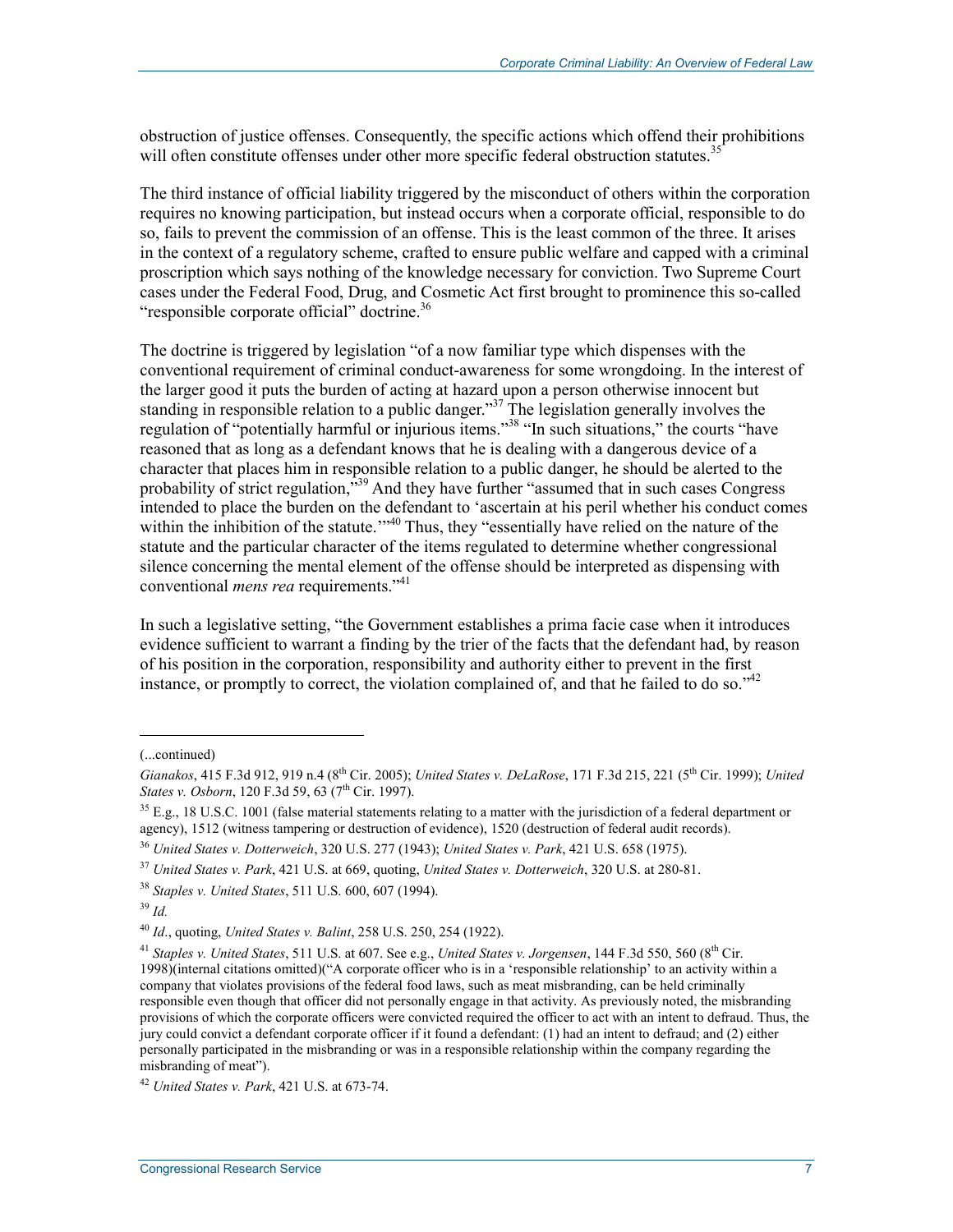obstruction of justice offenses. Consequently, the specific actions which offend their prohibitions will often constitute offenses under other more specific federal obstruction statutes.[35]

The third instance of official liability triggered by the misconduct of others within the corporation requires no knowing participation, but instead occurs when a corporate official, responsible to do so, fails to prevent the commission of an offense. This is the least common of the three. It arises in the context of a regulatory scheme, crafted to ensure public welfare and capped with a criminal proscription which says nothing of the knowledge necessary for conviction. Two Supreme Court cases under the Federal Food, Drug, and Cosmetic Act first brought to prominence this so-called "responsible corporate official" doctrine.[36]

The doctrine is triggered by legislation "of a now familiar type which dispenses with the conventional requirement of criminal conduct-awareness for some wrongdoing. In the interest of the larger good it puts the burden of acting at hazard upon a person otherwise innocent but standing in responsible relation to a public danger."[37] The legislation generally involves the regulation of "potentially harmful or injurious items."[38] "In such situations," the courts "have reasoned that as long as a defendant knows that he is dealing with a dangerous device of a character that places him in responsible relation to a public danger, he should be alerted to the probability of strict regulation,"[39] And they have further "assumed that in such cases Congress intended to place the burden on the defendant to 'ascertain at his peril whether his conduct comes within the inhibition of the statute.'"[40] Thus, they "essentially have relied on the nature of the statute and the particular character of the items regulated to determine whether congressional silence concerning the mental element of the offense should be interpreted as dispensing with conventional *mens rea* requirements."[41]

In such a legislative setting, "the Government establishes a prima facie case when it introduces evidence sufficient to warrant a finding by the trier of the facts that the defendant had, by reason of his position in the corporation, responsibility and authority either to prevent in the first instance, or promptly to correct, the violation complained of, and that he failed to do so."[42]

---

(...continued)

*Gianakos*, 415 F.3d 912, 919 n.4 (8th Cir. 2005); *United States v. DeLaRose*, 171 F.3d 215, 221 (5th Cir. 1999); *United States v. Osborn*, 120 F.3d 59, 63 (7th Cir. 1997).

[35] E.g., 18 U.S.C. 1001 (false material statements relating to a matter with the jurisdiction of a federal department or agency), 1512 (witness tampering or destruction of evidence), 1520 (destruction of federal audit records).

[36] *United States v. Dotterweich*, 320 U.S. 277 (1943); *United States v. Park*, 421 U.S. 658 (1975).

[37] *United States v. Park*, 421 U.S. at 669, quoting, *United States v. Dotterweich*, 320 U.S. at 280-81.

[38] *Staples v. United States*, 511 U.S. 600, 607 (1994).

[39] *Id.*

[40] *Id*., quoting, *United States v. Balint*, 258 U.S. 250, 254 (1922).

[41] *Staples v. United States*, 511 U.S. at 607. See e.g., *United States v. Jorgensen*, 144 F.3d 550, 560 (8th Cir. 1998)(internal citations omitted)("A corporate officer who is in a 'responsible relationship' to an activity within a company that violates provisions of the federal food laws, such as meat misbranding, can be held criminally responsible even though that officer did not personally engage in that activity. As previously noted, the misbranding provisions of which the corporate officers were convicted required the officer to act with an intent to defraud. Thus, the jury could convict a defendant corporate officer if it found a defendant: (1) had an intent to defraud; and (2) either personally participated in the misbranding or was in a responsible relationship within the company regarding the misbranding of meat").

[42] *United States v. Park*, 421 U.S. at 673-74.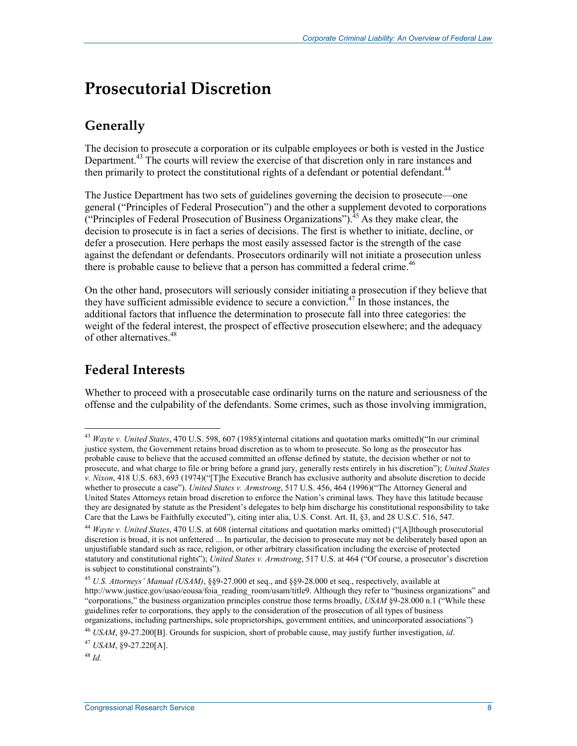# Prosecutorial Discretion

## Generally

The decision to prosecute a corporation or its culpable employees or both is vested in the Justice Department.[43] The courts will review the exercise of that discretion only in rare instances and then primarily to protect the constitutional rights of a defendant or potential defendant.[44]

The Justice Department has two sets of guidelines governing the decision to prosecute—one general ("Principles of Federal Prosecution") and the other a supplement devoted to corporations ("Principles of Federal Prosecution of Business Organizations").[45] As they make clear, the decision to prosecute is in fact a series of decisions. The first is whether to initiate, decline, or defer a prosecution. Here perhaps the most easily assessed factor is the strength of the case against the defendant or defendants. Prosecutors ordinarily will not initiate a prosecution unless there is probable cause to believe that a person has committed a federal crime.[46]

On the other hand, prosecutors will seriously consider initiating a prosecution if they believe that they have sufficient admissible evidence to secure a conviction.[47] In those instances, the additional factors that influence the determination to prosecute fall into three categories: the weight of the federal interest, the prospect of effective prosecution elsewhere; and the adequacy of other alternatives.[48]

## Federal Interests

Whether to proceed with a prosecutable case ordinarily turns on the nature and seriousness of the offense and the culpability of the defendants. Some crimes, such as those involving immigration,

---

[43] *Wayte v. United States*, 470 U.S. 598, 607 (1985)(internal citations and quotation marks omitted)("In our criminal justice system, the Government retains broad discretion as to whom to prosecute. So long as the prosecutor has probable cause to believe that the accused committed an offense defined by statute, the decision whether or not to prosecute, and what charge to file or bring before a grand jury, generally rests entirely in his discretion"); *United States v. Nixon*, 418 U.S. 683, 693 (1974)("[T]he Executive Branch has exclusive authority and absolute discretion to decide whether to prosecute a case"). *United States v. Armstrong*, 517 U.S. 456, 464 (1996)("The Attorney General and United States Attorneys retain broad discretion to enforce the Nation's criminal laws. They have this latitude because they are designated by statute as the President's delegates to help him discharge his constitutional responsibility to take Care that the Laws be Faithfully executed"), citing inter alia, U.S. Const. Art. II, §3, and 28 U.S.C. 516, 547.

[44] *Wayte v. United States*, 470 U.S. at 608 (internal citations and quotation marks omitted) ("[A]lthough prosecutorial discretion is broad, it is not unfettered ... In particular, the decision to prosecute may not be deliberately based upon an unjustifiable standard such as race, religion, or other arbitrary classification including the exercise of protected statutory and constitutional rights"); *United States v. Armstrong*, 517 U.S. at 464 ("Of course, a prosecutor's discretion is subject to constitutional constraints").

[45] *U.S. Attorneys' Manual (USAM)*, §§9-27.000 et seq., and §§9-28.000 et seq., respectively, available at http://www.justice.gov/usao/eousa/foia_reading_room/usam/title9. Although they refer to "business organizations" and "corporations," the business organization principles construe those terms broadly, *USAM* §9-28.000 n.1 ("While these guidelines refer to corporations, they apply to the consideration of the prosecution of all types of business organizations, including partnerships, sole proprietorships, government entities, and unincorporated associations")

[46] *USAM*, §9-27.200[B]. Grounds for suspicion, short of probable cause, may justify further investigation, *id*.

[47] *USAM*, §9-27.220[A].

[48] *Id.*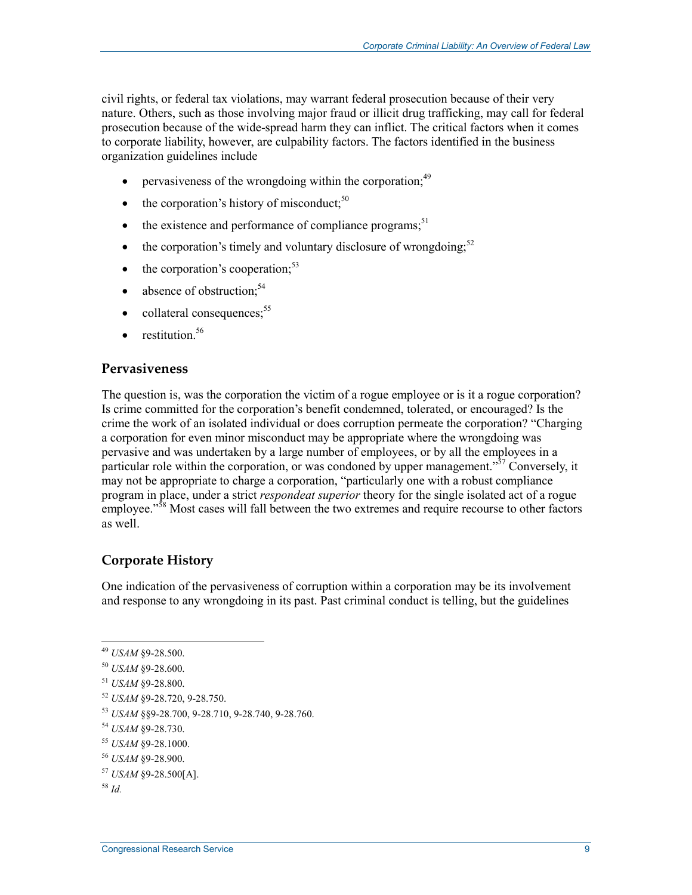civil rights, or federal tax violations, may warrant federal prosecution because of their very nature. Others, such as those involving major fraud or illicit drug trafficking, may call for federal prosecution because of the wide-spread harm they can inflict. The critical factors when it comes to corporate liability, however, are culpability factors. The factors identified in the business organization guidelines include

- pervasiveness of the wrongdoing within the corporation;[49]
- the corporation's history of misconduct;[50]
- the existence and performance of compliance programs;[51]
- the corporation's timely and voluntary disclosure of wrongdoing;[52]
- the corporation's cooperation;[53]
- absence of obstruction;[54]
- collateral consequences;[55]
- restitution.[56]

### Pervasiveness

The question is, was the corporation the victim of a rogue employee or is it a rogue corporation? Is crime committed for the corporation's benefit condemned, tolerated, or encouraged? Is the crime the work of an isolated individual or does corruption permeate the corporation? "Charging a corporation for even minor misconduct may be appropriate where the wrongdoing was pervasive and was undertaken by a large number of employees, or by all the employees in a particular role within the corporation, or was condoned by upper management."[57] Conversely, it may not be appropriate to charge a corporation, "particularly one with a robust compliance program in place, under a strict *respondeat superior* theory for the single isolated act of a rogue employee."[58] Most cases will fall between the two extremes and require recourse to other factors as well.

### Corporate History

One indication of the pervasiveness of corruption within a corporation may be its involvement and response to any wrongdoing in its past. Past criminal conduct is telling, but the guidelines

---

[49] *USAM* §9-28.500.

[50] *USAM* §9-28.600.

[51] *USAM* §9-28.800.

[52] *USAM* §9-28.720, 9-28.750.

[53] *USAM* §§9-28.700, 9-28.710, 9-28.740, 9-28.760.

[54] *USAM* §9-28.730.

[55] *USAM* §9-28.1000.

[56] *USAM* §9-28.900.

[57] *USAM* §9-28.500[A].

[58] *Id.*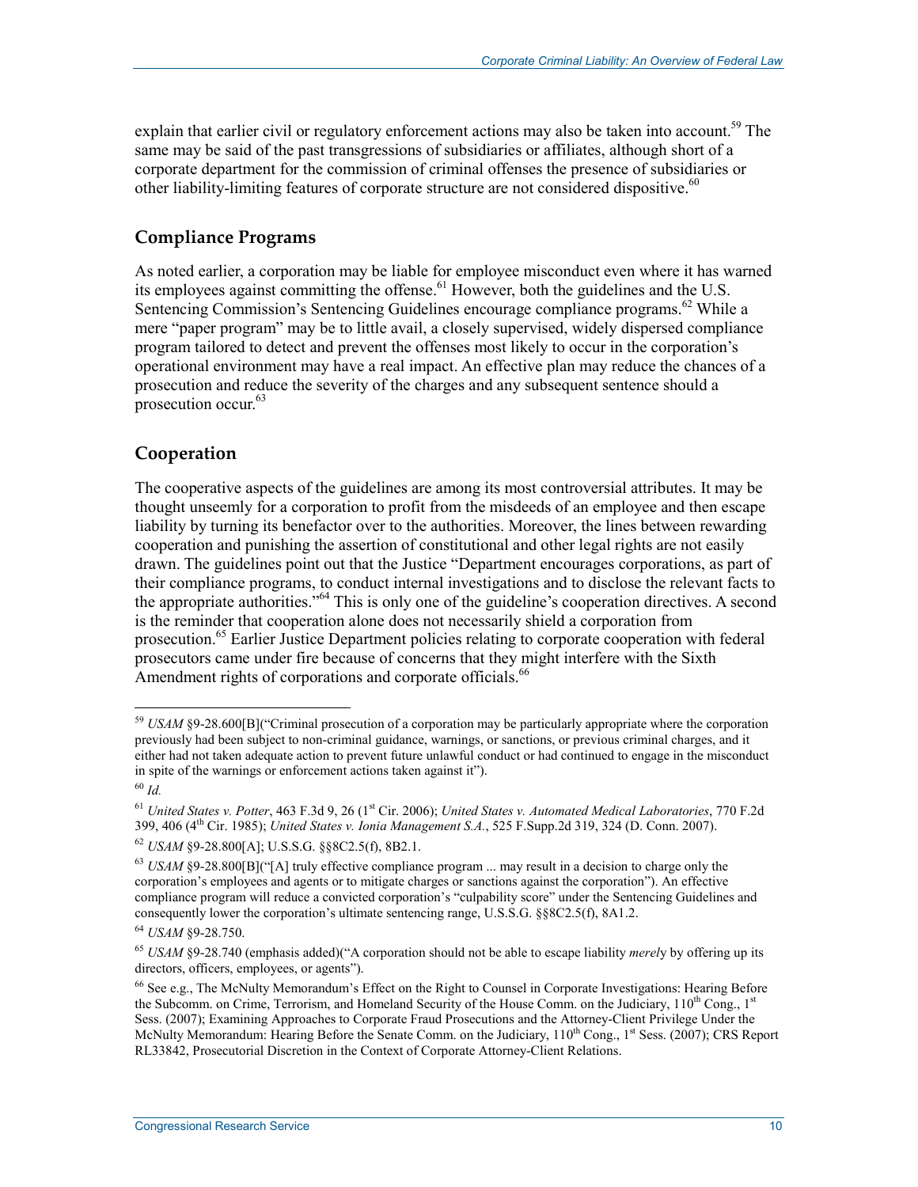explain that earlier civil or regulatory enforcement actions may also be taken into account.[59] The same may be said of the past transgressions of subsidiaries or affiliates, although short of a corporate department for the commission of criminal offenses the presence of subsidiaries or other liability-limiting features of corporate structure are not considered dispositive.[60]

## Compliance Programs

As noted earlier, a corporation may be liable for employee misconduct even where it has warned its employees against committing the offense.[61] However, both the guidelines and the U.S. Sentencing Commission's Sentencing Guidelines encourage compliance programs.[62] While a mere "paper program" may be to little avail, a closely supervised, widely dispersed compliance program tailored to detect and prevent the offenses most likely to occur in the corporation's operational environment may have a real impact. An effective plan may reduce the chances of a prosecution and reduce the severity of the charges and any subsequent sentence should a prosecution occur.[63]

## Cooperation

The cooperative aspects of the guidelines are among its most controversial attributes. It may be thought unseemly for a corporation to profit from the misdeeds of an employee and then escape liability by turning its benefactor over to the authorities. Moreover, the lines between rewarding cooperation and punishing the assertion of constitutional and other legal rights are not easily drawn. The guidelines point out that the Justice "Department encourages corporations, as part of their compliance programs, to conduct internal investigations and to disclose the relevant facts to the appropriate authorities."[64] This is only one of the guideline's cooperation directives. A second is the reminder that cooperation alone does not necessarily shield a corporation from prosecution.[65] Earlier Justice Department policies relating to corporate cooperation with federal prosecutors came under fire because of concerns that they might interfere with the Sixth Amendment rights of corporations and corporate officials.[66]

---

[59] *USAM* §9-28.600[B]("Criminal prosecution of a corporation may be particularly appropriate where the corporation previously had been subject to non-criminal guidance, warnings, or sanctions, or previous criminal charges, and it either had not taken adequate action to prevent future unlawful conduct or had continued to engage in the misconduct in spite of the warnings or enforcement actions taken against it").

[60] *Id.*

[61] *United States v. Potter*, 463 F.3d 9, 26 (1st Cir. 2006); *United States v. Automated Medical Laboratories*, 770 F.2d 399, 406 (4th Cir. 1985); *United States v. Ionia Management S.A.*, 525 F.Supp.2d 319, 324 (D. Conn. 2007).

[62] *USAM* §9-28.800[A]; U.S.S.G. §§8C2.5(f), 8B2.1.

[63] *USAM* §9-28.800[B]("[A] truly effective compliance program ... may result in a decision to charge only the corporation's employees and agents or to mitigate charges or sanctions against the corporation"). An effective compliance program will reduce a convicted corporation's "culpability score" under the Sentencing Guidelines and consequently lower the corporation's ultimate sentencing range, U.S.S.G. §§8C2.5(f), 8A1.2.

[64] *USAM* §9-28.750.

[65] *USAM* §9-28.740 (emphasis added)("A corporation should not be able to escape liability *merely* by offering up its directors, officers, employees, or agents").

[66] See e.g., The McNulty Memorandum's Effect on the Right to Counsel in Corporate Investigations: Hearing Before the Subcomm. on Crime, Terrorism, and Homeland Security of the House Comm. on the Judiciary, 110th Cong., 1st Sess. (2007); Examining Approaches to Corporate Fraud Prosecutions and the Attorney-Client Privilege Under the McNulty Memorandum: Hearing Before the Senate Comm. on the Judiciary, 110th Cong., 1st Sess. (2007); CRS Report RL33842, Prosecutorial Discretion in the Context of Corporate Attorney-Client Relations.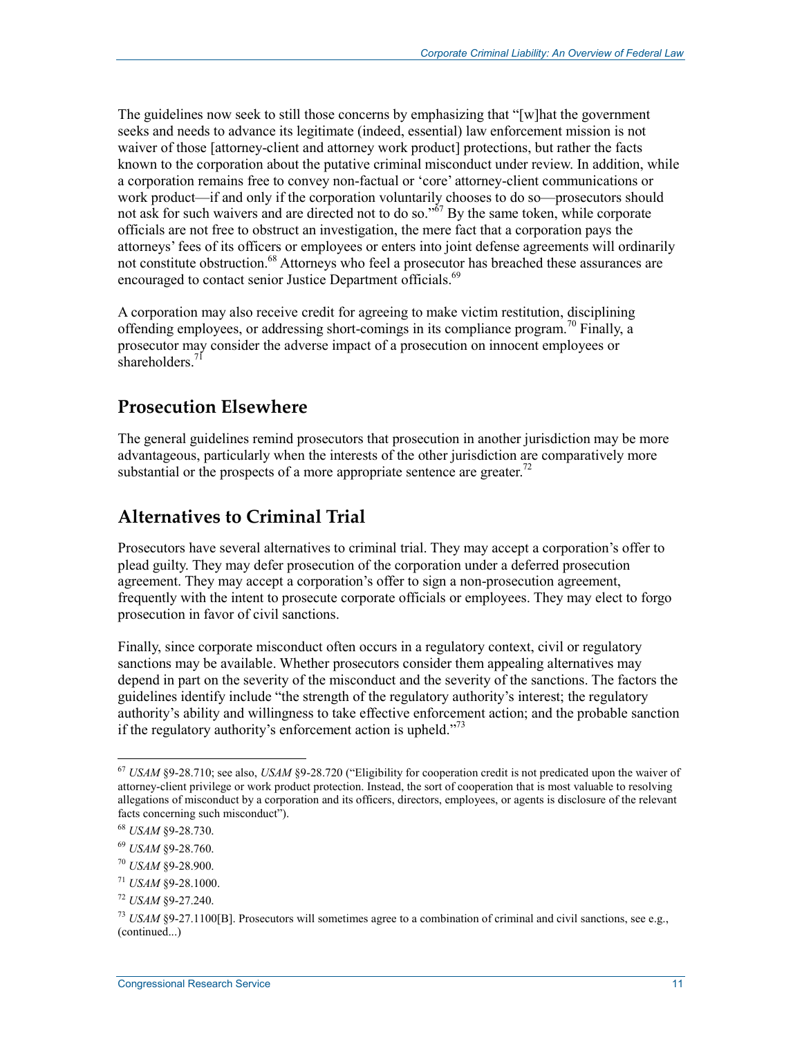The guidelines now seek to still those concerns by emphasizing that "[w]hat the government seeks and needs to advance its legitimate (indeed, essential) law enforcement mission is not waiver of those [attorney-client and attorney work product] protections, but rather the facts known to the corporation about the putative criminal misconduct under review. In addition, while a corporation remains free to convey non-factual or 'core' attorney-client communications or work product—if and only if the corporation voluntarily chooses to do so—prosecutors should not ask for such waivers and are directed not to do so."[67] By the same token, while corporate officials are not free to obstruct an investigation, the mere fact that a corporation pays the attorneys' fees of its officers or employees or enters into joint defense agreements will ordinarily not constitute obstruction.[68] Attorneys who feel a prosecutor has breached these assurances are encouraged to contact senior Justice Department officials.[69]

A corporation may also receive credit for agreeing to make victim restitution, disciplining offending employees, or addressing short-comings in its compliance program.[70] Finally, a prosecutor may consider the adverse impact of a prosecution on innocent employees or shareholders.[71]

## Prosecution Elsewhere

The general guidelines remind prosecutors that prosecution in another jurisdiction may be more advantageous, particularly when the interests of the other jurisdiction are comparatively more substantial or the prospects of a more appropriate sentence are greater.[72]

## Alternatives to Criminal Trial

Prosecutors have several alternatives to criminal trial. They may accept a corporation's offer to plead guilty. They may defer prosecution of the corporation under a deferred prosecution agreement. They may accept a corporation's offer to sign a non-prosecution agreement, frequently with the intent to prosecute corporate officials or employees. They may elect to forgo prosecution in favor of civil sanctions.

Finally, since corporate misconduct often occurs in a regulatory context, civil or regulatory sanctions may be available. Whether prosecutors consider them appealing alternatives may depend in part on the severity of the misconduct and the severity of the sanctions. The factors the guidelines identify include "the strength of the regulatory authority's interest; the regulatory authority's ability and willingness to take effective enforcement action; and the probable sanction if the regulatory authority's enforcement action is upheld."[73]

---

[67] *USAM* §9-28.710; see also, *USAM* §9-28.720 ("Eligibility for cooperation credit is not predicated upon the waiver of attorney-client privilege or work product protection. Instead, the sort of cooperation that is most valuable to resolving allegations of misconduct by a corporation and its officers, directors, employees, or agents is disclosure of the relevant facts concerning such misconduct").

[68] *USAM* §9-28.730.

[69] *USAM* §9-28.760.

[70] *USAM* §9-28.900.

[71] *USAM* §9-28.1000.

[72] *USAM* §9-27.240.

[73] *USAM* §9-27.1100[B]. Prosecutors will sometimes agree to a combination of criminal and civil sanctions, see e.g., (continued...)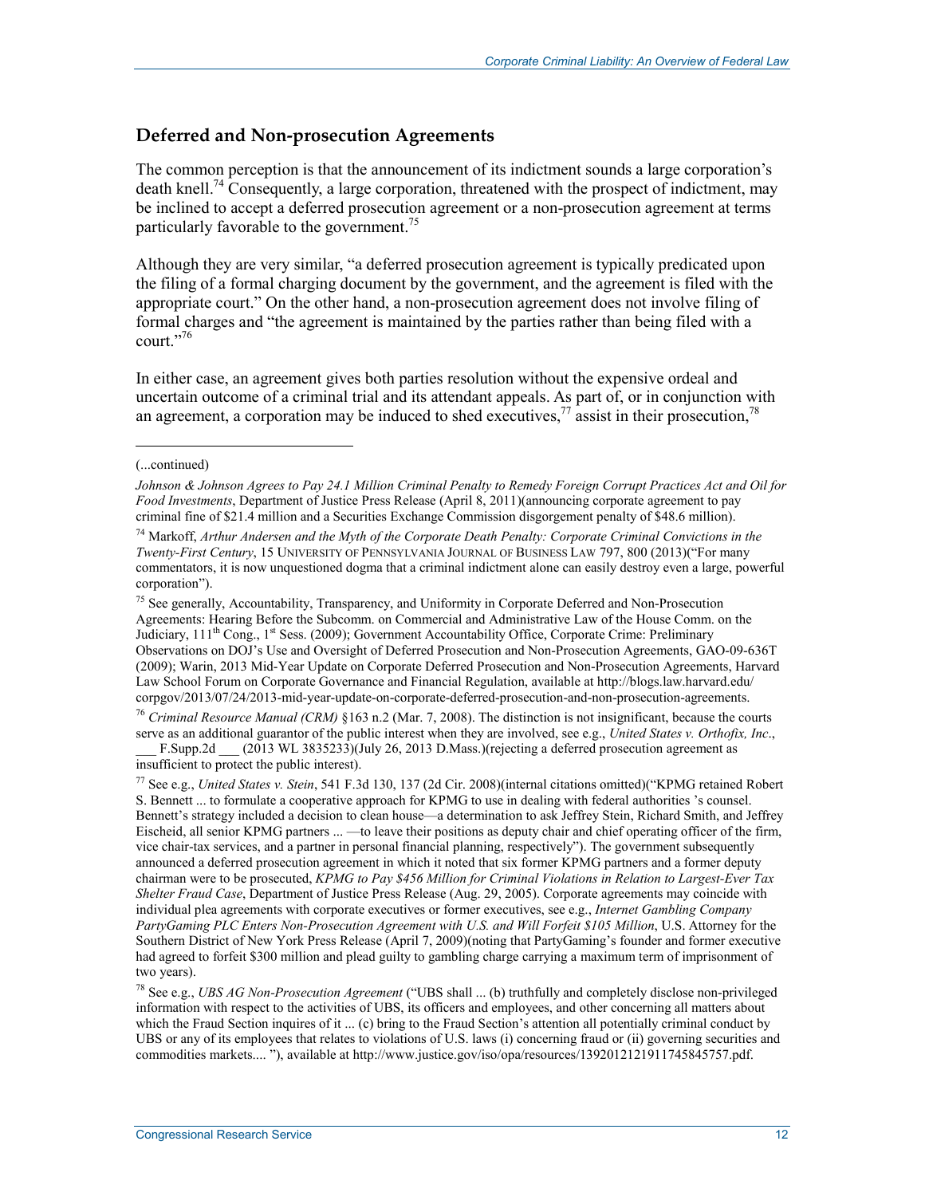## Deferred and Non-prosecution Agreements

The common perception is that the announcement of its indictment sounds a large corporation's death knell.[74] Consequently, a large corporation, threatened with the prospect of indictment, may be inclined to accept a deferred prosecution agreement or a non-prosecution agreement at terms particularly favorable to the government.[75]

Although they are very similar, "a deferred prosecution agreement is typically predicated upon the filing of a formal charging document by the government, and the agreement is filed with the appropriate court." On the other hand, a non-prosecution agreement does not involve filing of formal charges and "the agreement is maintained by the parties rather than being filed with a court."[76]

In either case, an agreement gives both parties resolution without the expensive ordeal and uncertain outcome of a criminal trial and its attendant appeals. As part of, or in conjunction with an agreement, a corporation may be induced to shed executives,[77] assist in their prosecution,[78]

---

(...continued)

*Johnson & Johnson Agrees to Pay 24.1 Million Criminal Penalty to Remedy Foreign Corrupt Practices Act and Oil for Food Investments*, Department of Justice Press Release (April 8, 2011)(announcing corporate agreement to pay criminal fine of $21.4 million and a Securities Exchange Commission disgorgement penalty of $48.6 million).

[74] Markoff, *Arthur Andersen and the Myth of the Corporate Death Penalty: Corporate Criminal Convictions in the Twenty-First Century*, 15 University of Pennsylvania Journal of Business Law 797, 800 (2013)("For many commentators, it is now unquestioned dogma that a criminal indictment alone can easily destroy even a large, powerful corporation").

[75] See generally, Accountability, Transparency, and Uniformity in Corporate Deferred and Non-Prosecution Agreements: Hearing Before the Subcomm. on Commercial and Administrative Law of the House Comm. on the Judiciary, 111th Cong., 1st Sess. (2009); Government Accountability Office, Corporate Crime: Preliminary Observations on DOJ's Use and Oversight of Deferred Prosecution and Non-Prosecution Agreements, GAO-09-636T (2009); Warin, 2013 Mid-Year Update on Corporate Deferred Prosecution and Non-Prosecution Agreements, Harvard Law School Forum on Corporate Governance and Financial Regulation, available at http://blogs.law.harvard.edu/corpgov/2013/07/24/2013-mid-year-update-on-corporate-deferred-prosecution-and-non-prosecution-agreements.

[76] *Criminal Resource Manual (CRM)* §163 n.2 (Mar. 7, 2008). The distinction is not insignificant, because the courts serve as an additional guarantor of the public interest when they are involved, see e.g., *United States v. Orthofix, Inc*., \_\_\_ F.Supp.2d \_\_\_ (2013 WL 3835233)(July 26, 2013 D.Mass.)(rejecting a deferred prosecution agreement as insufficient to protect the public interest).

[77] See e.g., *United States v. Stein*, 541 F.3d 130, 137 (2d Cir. 2008)(internal citations omitted)("KPMG retained Robert S. Bennett ... to formulate a cooperative approach for KPMG to use in dealing with federal authorities 's counsel. Bennett's strategy included a decision to clean house—a determination to ask Jeffrey Stein, Richard Smith, and Jeffrey Eischeid, all senior KPMG partners ... —to leave their positions as deputy chair and chief operating officer of the firm, vice chair-tax services, and a partner in personal financial planning, respectively"). The government subsequently announced a deferred prosecution agreement in which it noted that six former KPMG partners and a former deputy chairman were to be prosecuted, *KPMG to Pay $456 Million for Criminal Violations in Relation to Largest-Ever Tax Shelter Fraud Case*, Department of Justice Press Release (Aug. 29, 2005). Corporate agreements may coincide with individual plea agreements with corporate executives or former executives, see e.g., *Internet Gambling Company PartyGaming PLC Enters Non-Prosecution Agreement with U.S. and Will Forfeit $105 Million*, U.S. Attorney for the Southern District of New York Press Release (April 7, 2009)(noting that PartyGaming's founder and former executive had agreed to forfeit $300 million and plead guilty to gambling charge carrying a maximum term of imprisonment of two years).

[78] See e.g., *UBS AG Non-Prosecution Agreement* ("UBS shall ... (b) truthfully and completely disclose non-privileged information with respect to the activities of UBS, its officers and employees, and other concerning all matters about which the Fraud Section inquires of it ... (c) bring to the Fraud Section's attention all potentially criminal conduct by UBS or any of its employees that relates to violations of U.S. laws (i) concerning fraud or (ii) governing securities and commodities markets.... "), available at http://www.justice.gov/iso/opa/resources/1392012121911745845757.pdf.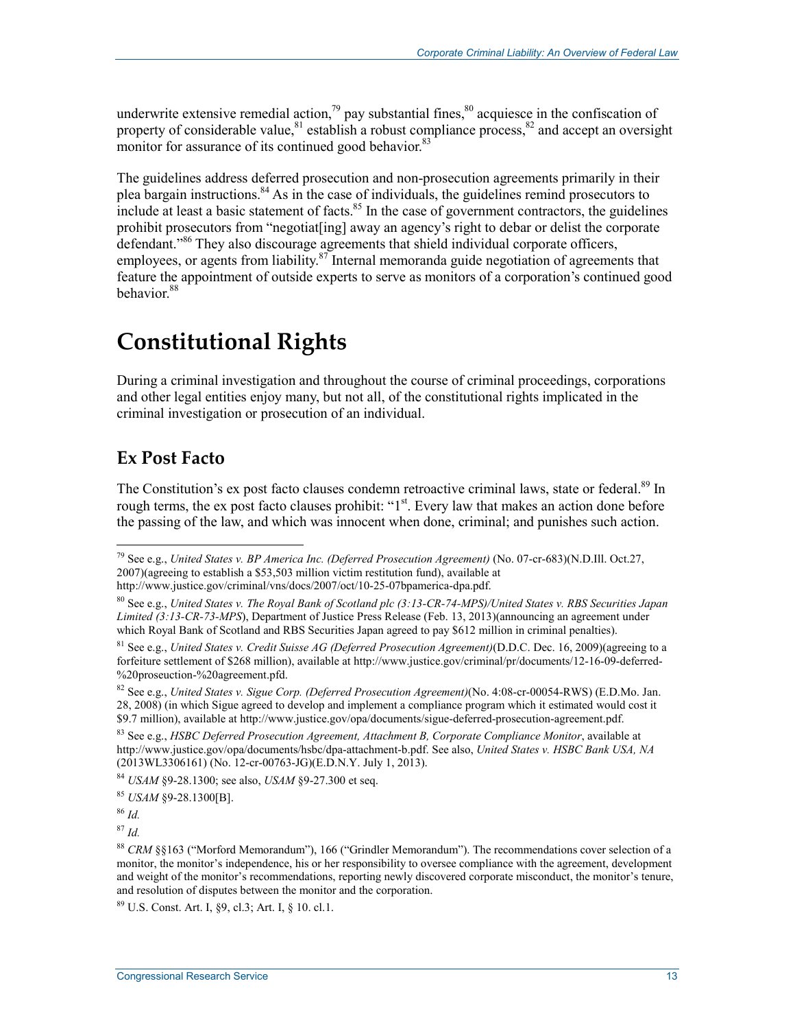underwrite extensive remedial action,[79] pay substantial fines,[80] acquiesce in the confiscation of property of considerable value,[81] establish a robust compliance process,[82] and accept an oversight monitor for assurance of its continued good behavior.[83]

The guidelines address deferred prosecution and non-prosecution agreements primarily in their plea bargain instructions.[84] As in the case of individuals, the guidelines remind prosecutors to include at least a basic statement of facts.[85] In the case of government contractors, the guidelines prohibit prosecutors from "negotiat[ing] away an agency's right to debar or delist the corporate defendant."[86] They also discourage agreements that shield individual corporate officers, employees, or agents from liability.[87] Internal memoranda guide negotiation of agreements that feature the appointment of outside experts to serve as monitors of a corporation's continued good behavior.[88]

# Constitutional Rights

During a criminal investigation and throughout the course of criminal proceedings, corporations and other legal entities enjoy many, but not all, of the constitutional rights implicated in the criminal investigation or prosecution of an individual.

## Ex Post Facto

The Constitution's ex post facto clauses condemn retroactive criminal laws, state or federal.[89] In rough terms, the ex post facto clauses prohibit: "1st. Every law that makes an action done before the passing of the law, and which was innocent when done, criminal; and punishes such action.

---

[79] See e.g., *United States v. BP America Inc. (Deferred Prosecution Agreement)* (No. 07-cr-683)(N.D.Ill. Oct.27, 2007)(agreeing to establish a $53,503 million victim restitution fund), available at http://www.justice.gov/criminal/vns/docs/2007/oct/10-25-07bpamerica-dpa.pdf.

[80] See e.g., *United States v. The Royal Bank of Scotland plc (3:13-CR-74-MPS)/United States v. RBS Securities Japan Limited (3:13-CR-73-MPS*), Department of Justice Press Release (Feb. 13, 2013)(announcing an agreement under which Royal Bank of Scotland and RBS Securities Japan agreed to pay $612 million in criminal penalties).

[81] See e.g., *United States v. Credit Suisse AG (Deferred Prosecution Agreement)*(D.D.C. Dec. 16, 2009)(agreeing to a forfeiture settlement of $268 million), available at http://www.justice.gov/criminal/pr/documents/12-16-09-deferred-%20proseuction-%20agreement.pfd.

[82] See e.g., *United States v. Sigue Corp. (Deferred Prosecution Agreement)*(No. 4:08-cr-00054-RWS) (E.D.Mo. Jan. 28, 2008) (in which Sigue agreed to develop and implement a compliance program which it estimated would cost it $9.7 million), available at http://www.justice.gov/opa/documents/sigue-deferred-prosecution-agreement.pdf.

[83] See e.g., *HSBC Deferred Prosecution Agreement, Attachment B, Corporate Compliance Monitor*, available at http://www.justice.gov/opa/documents/hsbc/dpa-attachment-b.pdf. See also, *United States v. HSBC Bank USA, NA* (2013WL3306161) (No. 12-cr-00763-JG)(E.D.N.Y. July 1, 2013).

[84] *USAM* §9-28.1300; see also, *USAM* §9-27.300 et seq.

[85] *USAM* §9-28.1300[B].

[86] *Id.*

[87] *Id.*

[88] *CRM* §§163 ("Morford Memorandum"), 166 ("Grindler Memorandum"). The recommendations cover selection of a monitor, the monitor's independence, his or her responsibility to oversee compliance with the agreement, development and weight of the monitor's recommendations, reporting newly discovered corporate misconduct, the monitor's tenure, and resolution of disputes between the monitor and the corporation.

[89] U.S. Const. Art. I, §9, cl.3; Art. I, § 10. cl.1.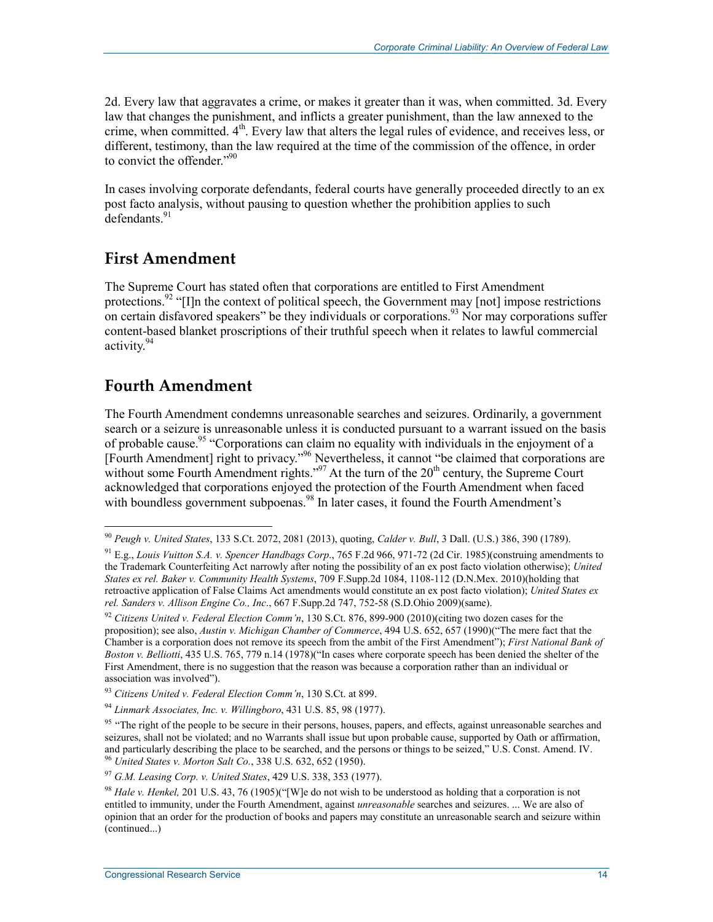2d. Every law that aggravates a crime, or makes it greater than it was, when committed. 3d. Every law that changes the punishment, and inflicts a greater punishment, than the law annexed to the crime, when committed. 4th. Every law that alters the legal rules of evidence, and receives less, or different, testimony, than the law required at the time of the commission of the offence, in order to convict the offender."[90]

In cases involving corporate defendants, federal courts have generally proceeded directly to an ex post facto analysis, without pausing to question whether the prohibition applies to such defendants.[91]

## First Amendment

The Supreme Court has stated often that corporations are entitled to First Amendment protections.[92] "[I]n the context of political speech, the Government may [not] impose restrictions on certain disfavored speakers" be they individuals or corporations.[93] Nor may corporations suffer content-based blanket proscriptions of their truthful speech when it relates to lawful commercial activity.[94]

## Fourth Amendment

The Fourth Amendment condemns unreasonable searches and seizures. Ordinarily, a government search or a seizure is unreasonable unless it is conducted pursuant to a warrant issued on the basis of probable cause.[95] "Corporations can claim no equality with individuals in the enjoyment of a [Fourth Amendment] right to privacy."[96] Nevertheless, it cannot "be claimed that corporations are without some Fourth Amendment rights."[97] At the turn of the 20th century, the Supreme Court acknowledged that corporations enjoyed the protection of the Fourth Amendment when faced with boundless government subpoenas.[98] In later cases, it found the Fourth Amendment's

---

[90] *Peugh v. United States*, 133 S.Ct. 2072, 2081 (2013), quoting, *Calder v. Bull*, 3 Dall. (U.S.) 386, 390 (1789).

[91] E.g., *Louis Vuitton S.A. v. Spencer Handbags Corp*., 765 F.2d 966, 971-72 (2d Cir. 1985)(construing amendments to the Trademark Counterfeiting Act narrowly after noting the possibility of an ex post facto violation otherwise); *United States ex rel. Baker v. Community Health Systems*, 709 F.Supp.2d 1084, 1108-112 (D.N.Mex. 2010)(holding that retroactive application of False Claims Act amendments would constitute an ex post facto violation); *United States ex rel. Sanders v. Allison Engine Co., Inc*., 667 F.Supp.2d 747, 752-58 (S.D.Ohio 2009)(same).

[92] *Citizens United v. Federal Election Comm'n*, 130 S.Ct. 876, 899-900 (2010)(citing two dozen cases for the proposition); see also, *Austin v. Michigan Chamber of Commerce*, 494 U.S. 652, 657 (1990)("The mere fact that the Chamber is a corporation does not remove its speech from the ambit of the First Amendment"); *First National Bank of Boston v. Belliotti*, 435 U.S. 765, 779 n.14 (1978)("In cases where corporate speech has been denied the shelter of the First Amendment, there is no suggestion that the reason was because a corporation rather than an individual or association was involved").

[93] *Citizens United v. Federal Election Comm'n*, 130 S.Ct. at 899.

[94] *Linmark Associates, Inc. v. Willingboro*, 431 U.S. 85, 98 (1977).

[95] "The right of the people to be secure in their persons, houses, papers, and effects, against unreasonable searches and seizures, shall not be violated; and no Warrants shall issue but upon probable cause, supported by Oath or affirmation, and particularly describing the place to be searched, and the persons or things to be seized," U.S. Const. Amend. IV.

[96] *United States v. Morton Salt Co.*, 338 U.S. 632, 652 (1950).

[97] *G.M. Leasing Corp. v. United States*, 429 U.S. 338, 353 (1977).

[98] *Hale v. Henkel,* 201 U.S. 43, 76 (1905)("[W]e do not wish to be understood as holding that a corporation is not entitled to immunity, under the Fourth Amendment, against *unreasonable* searches and seizures. ... We are also of opinion that an order for the production of books and papers may constitute an unreasonable search and seizure within (continued...)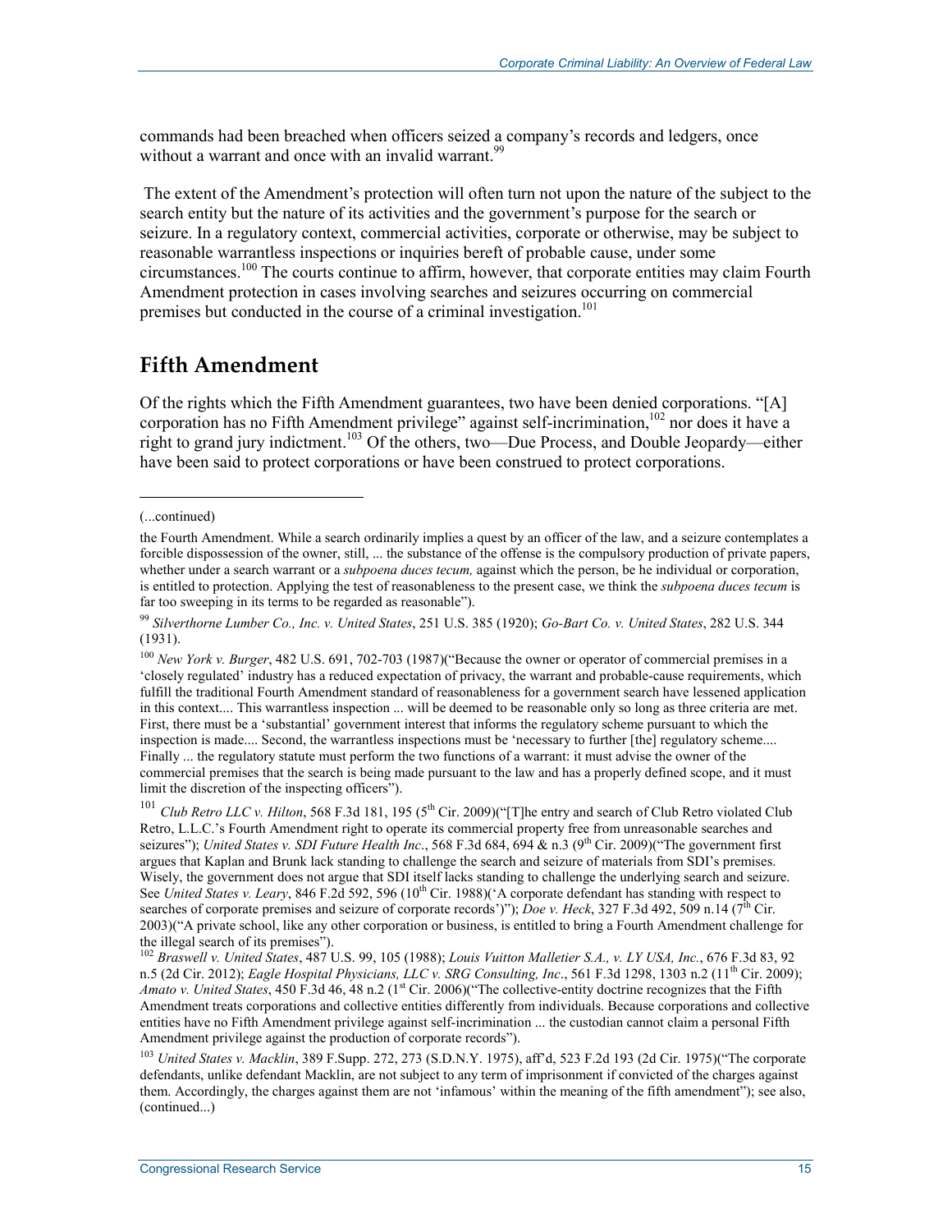commands had been breached when officers seized a company's records and ledgers, once without a warrant and once with an invalid warrant.[99]

The extent of the Amendment's protection will often turn not upon the nature of the subject to the search entity but the nature of its activities and the government's purpose for the search or seizure. In a regulatory context, commercial activities, corporate or otherwise, may be subject to reasonable warrantless inspections or inquiries bereft of probable cause, under some circumstances.[100] The courts continue to affirm, however, that corporate entities may claim Fourth Amendment protection in cases involving searches and seizures occurring on commercial premises but conducted in the course of a criminal investigation.[101]

## Fifth Amendment

Of the rights which the Fifth Amendment guarantees, two have been denied corporations. "[A] corporation has no Fifth Amendment privilege" against self-incrimination,[102] nor does it have a right to grand jury indictment.[103] Of the others, two—Due Process, and Double Jeopardy—either have been said to protect corporations or have been construed to protect corporations.

---

(...continued)

the Fourth Amendment. While a search ordinarily implies a quest by an officer of the law, and a seizure contemplates a forcible dispossession of the owner, still, ... the substance of the offense is the compulsory production of private papers, whether under a search warrant or a *subpoena duces tecum,* against which the person, be he individual or corporation, is entitled to protection. Applying the test of reasonableness to the present case, we think the *subpoena duces tecum* is far too sweeping in its terms to be regarded as reasonable").

[99] *Silverthorne Lumber Co., Inc. v. United States*, 251 U.S. 385 (1920); *Go-Bart Co. v. United States*, 282 U.S. 344 (1931).

[100] *New York v. Burger*, 482 U.S. 691, 702-703 (1987)("Because the owner or operator of commercial premises in a 'closely regulated' industry has a reduced expectation of privacy, the warrant and probable-cause requirements, which fulfill the traditional Fourth Amendment standard of reasonableness for a government search have lessened application in this context.... This warrantless inspection ... will be deemed to be reasonable only so long as three criteria are met. First, there must be a 'substantial' government interest that informs the regulatory scheme pursuant to which the inspection is made.... Second, the warrantless inspections must be 'necessary to further [the] regulatory scheme.... Finally ... the regulatory statute must perform the two functions of a warrant: it must advise the owner of the commercial premises that the search is being made pursuant to the law and has a properly defined scope, and it must limit the discretion of the inspecting officers").

[101] *Club Retro LLC v. Hilton*, 568 F.3d 181, 195 (5th Cir. 2009)("[T]he entry and search of Club Retro violated Club Retro, L.L.C.'s Fourth Amendment right to operate its commercial property free from unreasonable searches and seizures"); *United States v. SDI Future Health Inc*., 568 F.3d 684, 694 & n.3 (9th Cir. 2009)("The government first argues that Kaplan and Brunk lack standing to challenge the search and seizure of materials from SDI's premises. Wisely, the government does not argue that SDI itself lacks standing to challenge the underlying search and seizure. See *United States v. Leary*, 846 F.2d 592, 596 (10th Cir. 1988)('A corporate defendant has standing with respect to searches of corporate premises and seizure of corporate records')"); *Doe v. Heck*, 327 F.3d 492, 509 n.14 (7th Cir. 2003)("A private school, like any other corporation or business, is entitled to bring a Fourth Amendment challenge for the illegal search of its premises").

[102] *Braswell v. United States*, 487 U.S. 99, 105 (1988); *Louis Vuitton Malletier S.A., v. LY USA, Inc.*, 676 F.3d 83, 92 n.5 (2d Cir. 2012); *Eagle Hospital Physicians, LLC v. SRG Consulting, Inc*., 561 F.3d 1298, 1303 n.2 (11th Cir. 2009); *Amato v. United States*, 450 F.3d 46, 48 n.2 (1st Cir. 2006)("The collective-entity doctrine recognizes that the Fifth Amendment treats corporations and collective entities differently from individuals. Because corporations and collective entities have no Fifth Amendment privilege against self-incrimination ... the custodian cannot claim a personal Fifth Amendment privilege against the production of corporate records").

[103] *United States v. Macklin*, 389 F.Supp. 272, 273 (S.D.N.Y. 1975), aff'd, 523 F.2d 193 (2d Cir. 1975)("The corporate defendants, unlike defendant Macklin, are not subject to any term of imprisonment if convicted of the charges against them. Accordingly, the charges against them are not 'infamous' within the meaning of the fifth amendment"); see also, (continued...)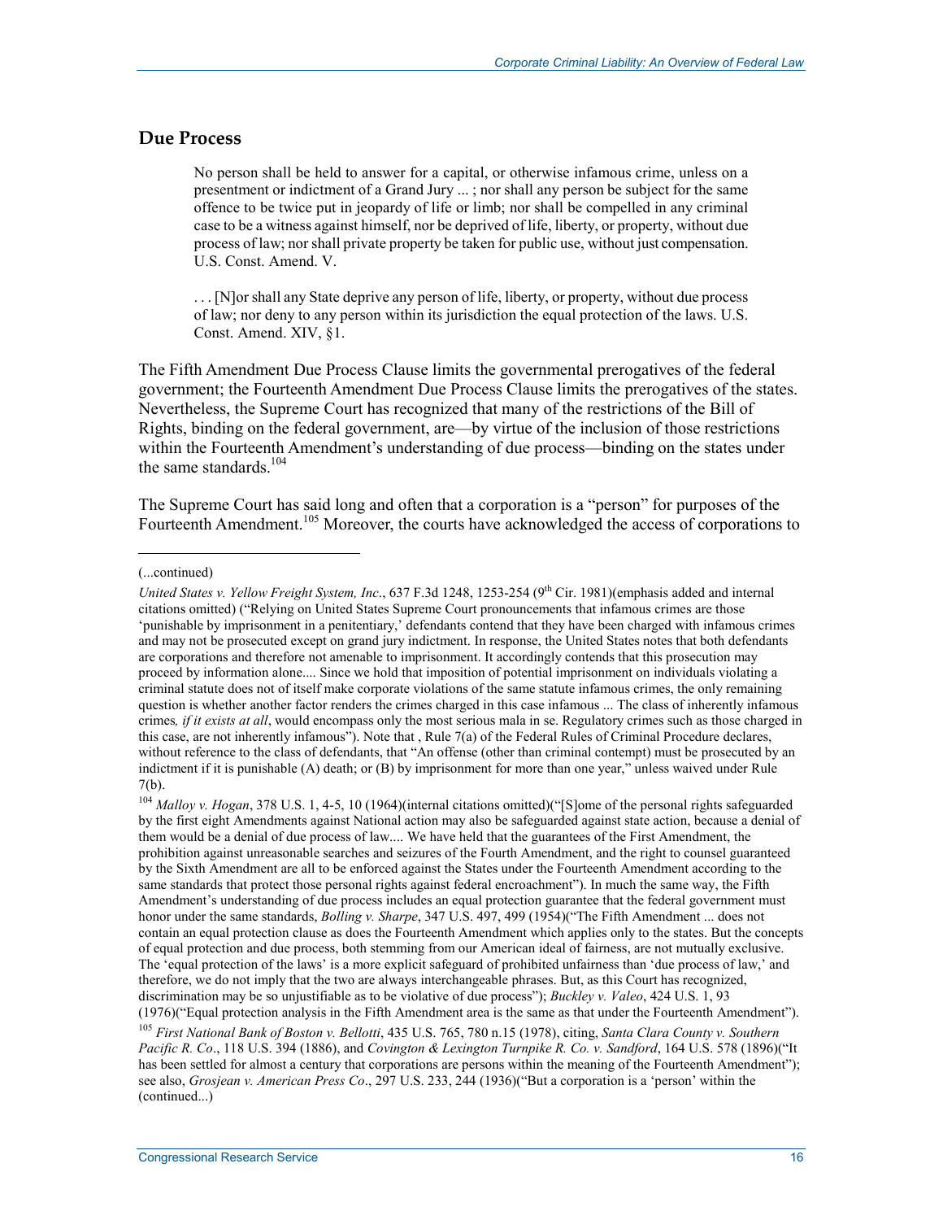## Due Process

> No person shall be held to answer for a capital, or otherwise infamous crime, unless on a presentment or indictment of a Grand Jury ... ; nor shall any person be subject for the same offence to be twice put in jeopardy of life or limb; nor shall be compelled in any criminal case to be a witness against himself, nor be deprived of life, liberty, or property, without due process of law; nor shall private property be taken for public use, without just compensation. U.S. Const. Amend. V.
>
> . . . [N]or shall any State deprive any person of life, liberty, or property, without due process of law; nor deny to any person within its jurisdiction the equal protection of the laws. U.S. Const. Amend. XIV, §1.

The Fifth Amendment Due Process Clause limits the governmental prerogatives of the federal government; the Fourteenth Amendment Due Process Clause limits the prerogatives of the states. Nevertheless, the Supreme Court has recognized that many of the restrictions of the Bill of Rights, binding on the federal government, are—by virtue of the inclusion of those restrictions within the Fourteenth Amendment's understanding of due process—binding on the states under the same standards.[104]

The Supreme Court has said long and often that a corporation is a "person" for purposes of the Fourteenth Amendment.[105] Moreover, the courts have acknowledged the access of corporations to

---

(...continued)

*United States v. Yellow Freight System, Inc.*, 637 F.3d 1248, 1253-254 (9th Cir. 1981)(emphasis added and internal citations omitted) ("Relying on United States Supreme Court pronouncements that infamous crimes are those 'punishable by imprisonment in a penitentiary,' defendants contend that they have been charged with infamous crimes and may not be prosecuted except on grand jury indictment. In response, the United States notes that both defendants are corporations and therefore not amenable to imprisonment. It accordingly contends that this prosecution may proceed by information alone.... Since we hold that imposition of potential imprisonment on individuals violating a criminal statute does not of itself make corporate violations of the same statute infamous crimes, the only remaining question is whether another factor renders the crimes charged in this case infamous ... The class of inherently infamous crimes*, if it exists at all*, would encompass only the most serious mala in se. Regulatory crimes such as those charged in this case, are not inherently infamous"). Note that , Rule 7(a) of the Federal Rules of Criminal Procedure declares, without reference to the class of defendants, that "An offense (other than criminal contempt) must be prosecuted by an indictment if it is punishable (A) death; or (B) by imprisonment for more than one year," unless waived under Rule 7(b).

[104] *Malloy v. Hogan*, 378 U.S. 1, 4-5, 10 (1964)(internal citations omitted)("[S]ome of the personal rights safeguarded by the first eight Amendments against National action may also be safeguarded against state action, because a denial of them would be a denial of due process of law.... We have held that the guarantees of the First Amendment, the prohibition against unreasonable searches and seizures of the Fourth Amendment, and the right to counsel guaranteed by the Sixth Amendment are all to be enforced against the States under the Fourteenth Amendment according to the same standards that protect those personal rights against federal encroachment"). In much the same way, the Fifth Amendment's understanding of due process includes an equal protection guarantee that the federal government must honor under the same standards, *Bolling v. Sharpe*, 347 U.S. 497, 499 (1954)("The Fifth Amendment ... does not contain an equal protection clause as does the Fourteenth Amendment which applies only to the states. But the concepts of equal protection and due process, both stemming from our American ideal of fairness, are not mutually exclusive. The 'equal protection of the laws' is a more explicit safeguard of prohibited unfairness than 'due process of law,' and therefore, we do not imply that the two are always interchangeable phrases. But, as this Court has recognized, discrimination may be so unjustifiable as to be violative of due process"); *Buckley v. Valeo*, 424 U.S. 1, 93 (1976)("Equal protection analysis in the Fifth Amendment area is the same as that under the Fourteenth Amendment").

[105] *First National Bank of Boston v. Bellotti*, 435 U.S. 765, 780 n.15 (1978), citing, *Santa Clara County v. Southern Pacific R. Co*., 118 U.S. 394 (1886), and *Covington & Lexington Turnpike R. Co. v. Sandford*, 164 U.S. 578 (1896)("It has been settled for almost a century that corporations are persons within the meaning of the Fourteenth Amendment"); see also, *Grosjean v. American Press Co*., 297 U.S. 233, 244 (1936)("But a corporation is a 'person' within the (continued...)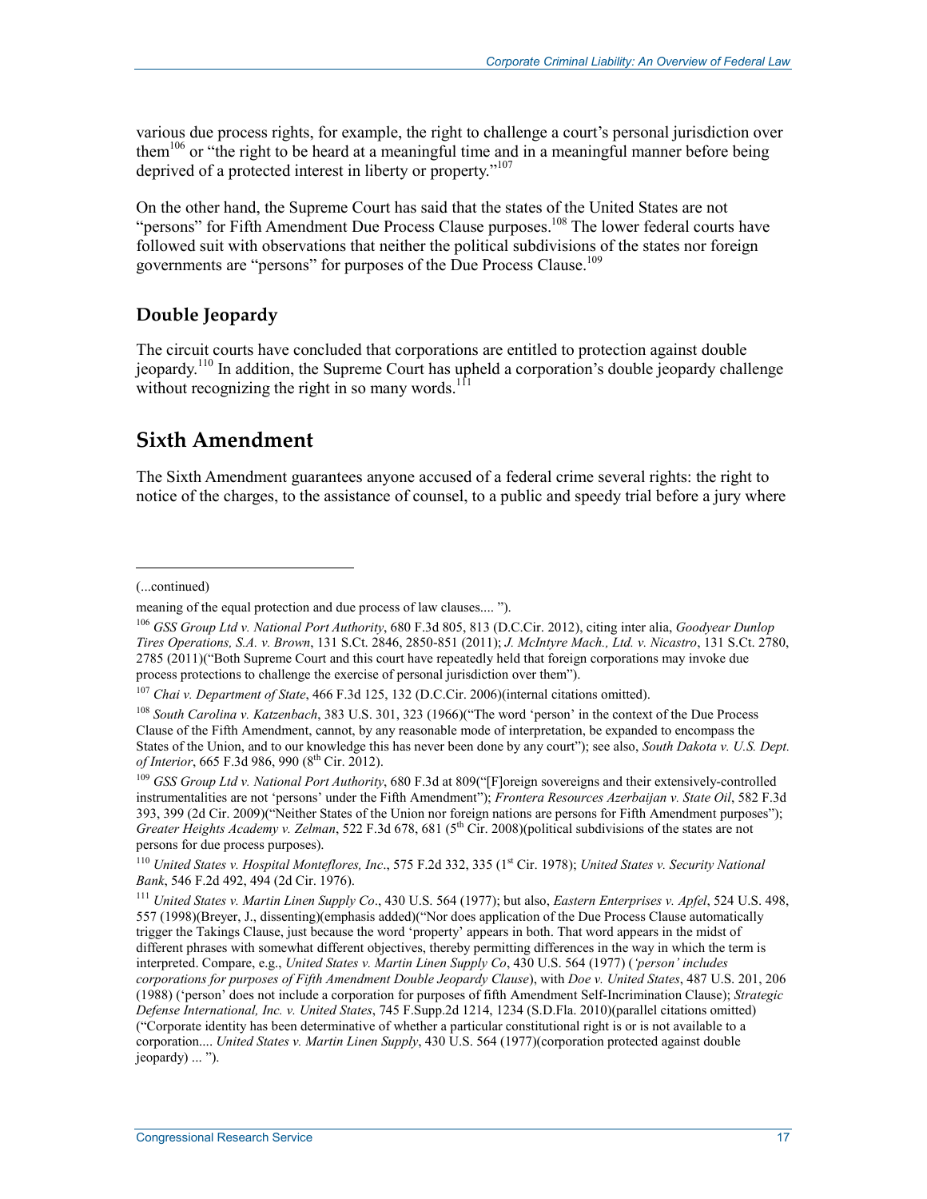various due process rights, for example, the right to challenge a court's personal jurisdiction over them[106] or "the right to be heard at a meaningful time and in a meaningful manner before being deprived of a protected interest in liberty or property."[107]

On the other hand, the Supreme Court has said that the states of the United States are not "persons" for Fifth Amendment Due Process Clause purposes.[108] The lower federal courts have followed suit with observations that neither the political subdivisions of the states nor foreign governments are "persons" for purposes of the Due Process Clause.[109]

### Double Jeopardy

The circuit courts have concluded that corporations are entitled to protection against double jeopardy.[110] In addition, the Supreme Court has upheld a corporation's double jeopardy challenge without recognizing the right in so many words.[111]

## Sixth Amendment

The Sixth Amendment guarantees anyone accused of a federal crime several rights: the right to notice of the charges, to the assistance of counsel, to a public and speedy trial before a jury where

---

(...continued)

meaning of the equal protection and due process of law clauses.... ").

[106] *GSS Group Ltd v. National Port Authority*, 680 F.3d 805, 813 (D.C.Cir. 2012), citing inter alia, *Goodyear Dunlop Tires Operations, S.A. v. Brown*, 131 S.Ct. 2846, 2850-851 (2011); *J. McIntyre Mach., Ltd. v. Nicastro*, 131 S.Ct. 2780, 2785 (2011)("Both Supreme Court and this court have repeatedly held that foreign corporations may invoke due process protections to challenge the exercise of personal jurisdiction over them").

[107] *Chai v. Department of State*, 466 F.3d 125, 132 (D.C.Cir. 2006)(internal citations omitted).

[108] *South Carolina v. Katzenbach*, 383 U.S. 301, 323 (1966)("The word 'person' in the context of the Due Process Clause of the Fifth Amendment, cannot, by any reasonable mode of interpretation, be expanded to encompass the States of the Union, and to our knowledge this has never been done by any court"); see also, *South Dakota v. U.S. Dept. of Interior*, 665 F.3d 986, 990 (8th Cir. 2012).

[109] *GSS Group Ltd v. National Port Authority*, 680 F.3d at 809("[F]oreign sovereigns and their extensively-controlled instrumentalities are not 'persons' under the Fifth Amendment"); *Frontera Resources Azerbaijan v. State Oil*, 582 F.3d 393, 399 (2d Cir. 2009)("Neither States of the Union nor foreign nations are persons for Fifth Amendment purposes"); *Greater Heights Academy v. Zelman*, 522 F.3d 678, 681 (5th Cir. 2008)(political subdivisions of the states are not persons for due process purposes).

[110] *United States v. Hospital Monteflores, Inc*., 575 F.2d 332, 335 (1st Cir. 1978); *United States v. Security National Bank*, 546 F.2d 492, 494 (2d Cir. 1976).

[111] *United States v. Martin Linen Supply Co*., 430 U.S. 564 (1977); but also, *Eastern Enterprises v. Apfel*, 524 U.S. 498, 557 (1998)(Breyer, J., dissenting)(emphasis added)("Nor does application of the Due Process Clause automatically trigger the Takings Clause, just because the word 'property' appears in both. That word appears in the midst of different phrases with somewhat different objectives, thereby permitting differences in the way in which the term is interpreted. Compare, e.g., *United States v. Martin Linen Supply Co*, 430 U.S. 564 (1977) (*'person' includes corporations for purposes of Fifth Amendment Double Jeopardy Clause*), with *Doe v. United States*, 487 U.S. 201, 206 (1988) ('person' does not include a corporation for purposes of fifth Amendment Self-Incrimination Clause); *Strategic Defense International, Inc. v. United States*, 745 F.Supp.2d 1214, 1234 (S.D.Fla. 2010)(parallel citations omitted) ("Corporate identity has been determinative of whether a particular constitutional right is or is not available to a corporation.... *United States v. Martin Linen Supply*, 430 U.S. 564 (1977)(corporation protected against double jeopardy) ... ").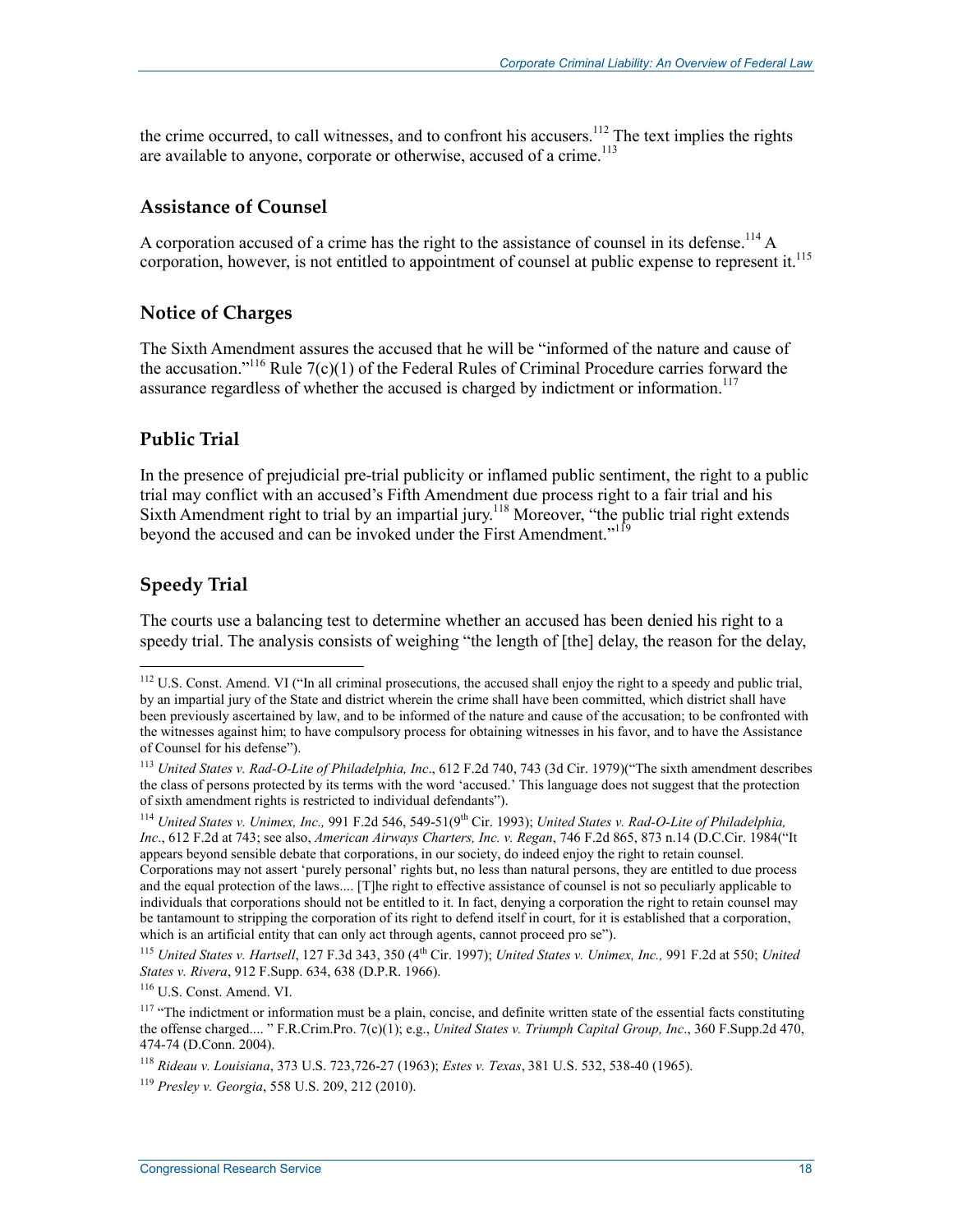the crime occurred, to call witnesses, and to confront his accusers.[112] The text implies the rights are available to anyone, corporate or otherwise, accused of a crime.[113]

### Assistance of Counsel

A corporation accused of a crime has the right to the assistance of counsel in its defense.[114] A corporation, however, is not entitled to appointment of counsel at public expense to represent it.[115]

### Notice of Charges

The Sixth Amendment assures the accused that he will be "informed of the nature and cause of the accusation."[116] Rule 7(c)(1) of the Federal Rules of Criminal Procedure carries forward the assurance regardless of whether the accused is charged by indictment or information.[117]

### Public Trial

In the presence of prejudicial pre-trial publicity or inflamed public sentiment, the right to a public trial may conflict with an accused's Fifth Amendment due process right to a fair trial and his Sixth Amendment right to trial by an impartial jury.[118] Moreover, "the public trial right extends beyond the accused and can be invoked under the First Amendment."[119]

### Speedy Trial

The courts use a balancing test to determine whether an accused has been denied his right to a speedy trial. The analysis consists of weighing "the length of [the] delay, the reason for the delay,

---

[112] U.S. Const. Amend. VI ("In all criminal prosecutions, the accused shall enjoy the right to a speedy and public trial, by an impartial jury of the State and district wherein the crime shall have been committed, which district shall have been previously ascertained by law, and to be informed of the nature and cause of the accusation; to be confronted with the witnesses against him; to have compulsory process for obtaining witnesses in his favor, and to have the Assistance of Counsel for his defense").

[113] *United States v. Rad-O-Lite of Philadelphia, Inc*., 612 F.2d 740, 743 (3d Cir. 1979)("The sixth amendment describes the class of persons protected by its terms with the word 'accused.' This language does not suggest that the protection of sixth amendment rights is restricted to individual defendants").

[114] *United States v. Unimex, Inc.,* 991 F.2d 546, 549-51(9th Cir. 1993); *United States v. Rad-O-Lite of Philadelphia, Inc*., 612 F.2d at 743; see also, *American Airways Charters, Inc. v. Regan*, 746 F.2d 865, 873 n.14 (D.C.Cir. 1984("It appears beyond sensible debate that corporations, in our society, do indeed enjoy the right to retain counsel. Corporations may not assert 'purely personal' rights but, no less than natural persons, they are entitled to due process and the equal protection of the laws.... [T]he right to effective assistance of counsel is not so peculiarly applicable to individuals that corporations should not be entitled to it. In fact, denying a corporation the right to retain counsel may be tantamount to stripping the corporation of its right to defend itself in court, for it is established that a corporation, which is an artificial entity that can only act through agents, cannot proceed pro se").

[115] *United States v. Hartsell*, 127 F.3d 343, 350 (4th Cir. 1997); *United States v. Unimex, Inc.,* 991 F.2d at 550; *United States v. Rivera*, 912 F.Supp. 634, 638 (D.P.R. 1966).

[116] U.S. Const. Amend. VI.

[117] "The indictment or information must be a plain, concise, and definite written state of the essential facts constituting the offense charged.... " F.R.Crim.Pro. 7(c)(1); e.g., *United States v. Triumph Capital Group, Inc*., 360 F.Supp.2d 470, 474-74 (D.Conn. 2004).

[118] *Rideau v. Louisiana*, 373 U.S. 723,726-27 (1963); *Estes v. Texas*, 381 U.S. 532, 538-40 (1965).

[119] *Presley v. Georgia*, 558 U.S. 209, 212 (2010).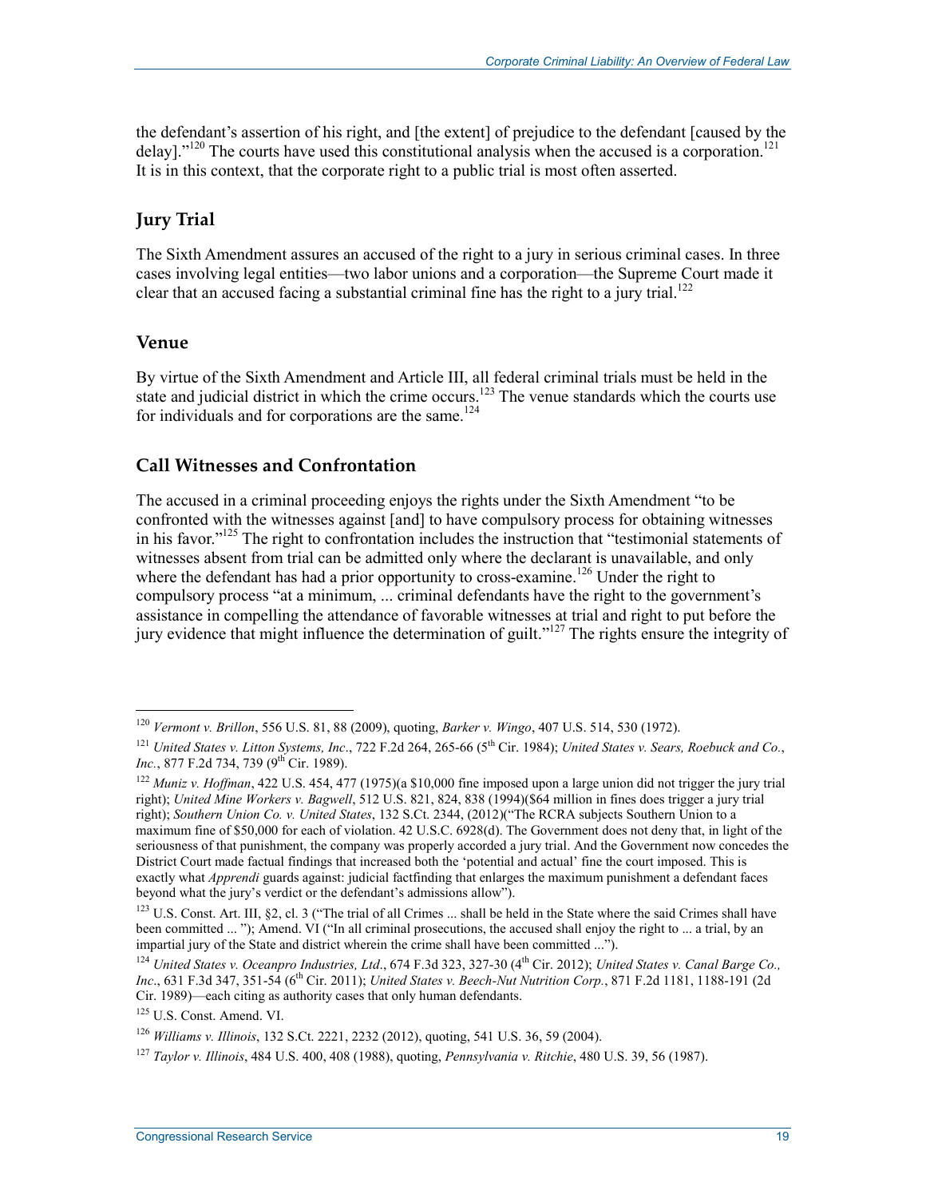the defendant's assertion of his right, and [the extent] of prejudice to the defendant [caused by the delay]."[120] The courts have used this constitutional analysis when the accused is a corporation.[121] It is in this context, that the corporate right to a public trial is most often asserted.

### Jury Trial

The Sixth Amendment assures an accused of the right to a jury in serious criminal cases. In three cases involving legal entities—two labor unions and a corporation—the Supreme Court made it clear that an accused facing a substantial criminal fine has the right to a jury trial.[122]

### Venue

By virtue of the Sixth Amendment and Article III, all federal criminal trials must be held in the state and judicial district in which the crime occurs.[123] The venue standards which the courts use for individuals and for corporations are the same.[124]

### Call Witnesses and Confrontation

The accused in a criminal proceeding enjoys the rights under the Sixth Amendment "to be confronted with the witnesses against [and] to have compulsory process for obtaining witnesses in his favor."[125] The right to confrontation includes the instruction that "testimonial statements of witnesses absent from trial can be admitted only where the declarant is unavailable, and only where the defendant has had a prior opportunity to cross-examine.[126] Under the right to compulsory process "at a minimum, ... criminal defendants have the right to the government's assistance in compelling the attendance of favorable witnesses at trial and right to put before the jury evidence that might influence the determination of guilt."[127] The rights ensure the integrity of

---

[120] *Vermont v. Brillon*, 556 U.S. 81, 88 (2009), quoting, *Barker v. Wingo*, 407 U.S. 514, 530 (1972).

[121] *United States v. Litton Systems, Inc*., 722 F.2d 264, 265-66 (5th Cir. 1984); *United States v. Sears, Roebuck and Co., Inc.*, 877 F.2d 734, 739 (9th Cir. 1989).

[122] *Muniz v. Hoffman*, 422 U.S. 454, 477 (1975)(a $10,000 fine imposed upon a large union did not trigger the jury trial right); *United Mine Workers v. Bagwell*, 512 U.S. 821, 824, 838 (1994)($64 million in fines does trigger a jury trial right); *Southern Union Co. v. United States*, 132 S.Ct. 2344, (2012)("The RCRA subjects Southern Union to a maximum fine of $50,000 for each of violation. 42 U.S.C. 6928(d). The Government does not deny that, in light of the seriousness of that punishment, the company was properly accorded a jury trial. And the Government now concedes the District Court made factual findings that increased both the 'potential and actual' fine the court imposed. This is exactly what *Apprendi* guards against: judicial factfinding that enlarges the maximum punishment a defendant faces beyond what the jury's verdict or the defendant's admissions allow").

[123] U.S. Const. Art. III, §2, cl. 3 ("The trial of all Crimes ... shall be held in the State where the said Crimes shall have been committed ... "); Amend. VI ("In all criminal prosecutions, the accused shall enjoy the right to ... a trial, by an impartial jury of the State and district wherein the crime shall have been committed ...").

[124] *United States v. Oceanpro Industries, Ltd*., 674 F.3d 323, 327-30 (4th Cir. 2012); *United States v. Canal Barge Co., Inc*., 631 F.3d 347, 351-54 (6th Cir. 2011); *United States v. Beech-Nut Nutrition Corp.*, 871 F.2d 1181, 1188-191 (2d Cir. 1989)—each citing as authority cases that only human defendants.

[125] U.S. Const. Amend. VI.

[126] *Williams v. Illinois*, 132 S.Ct. 2221, 2232 (2012), quoting, 541 U.S. 36, 59 (2004).

[127] *Taylor v. Illinois*, 484 U.S. 400, 408 (1988), quoting, *Pennsylvania v. Ritchie*, 480 U.S. 39, 56 (1987).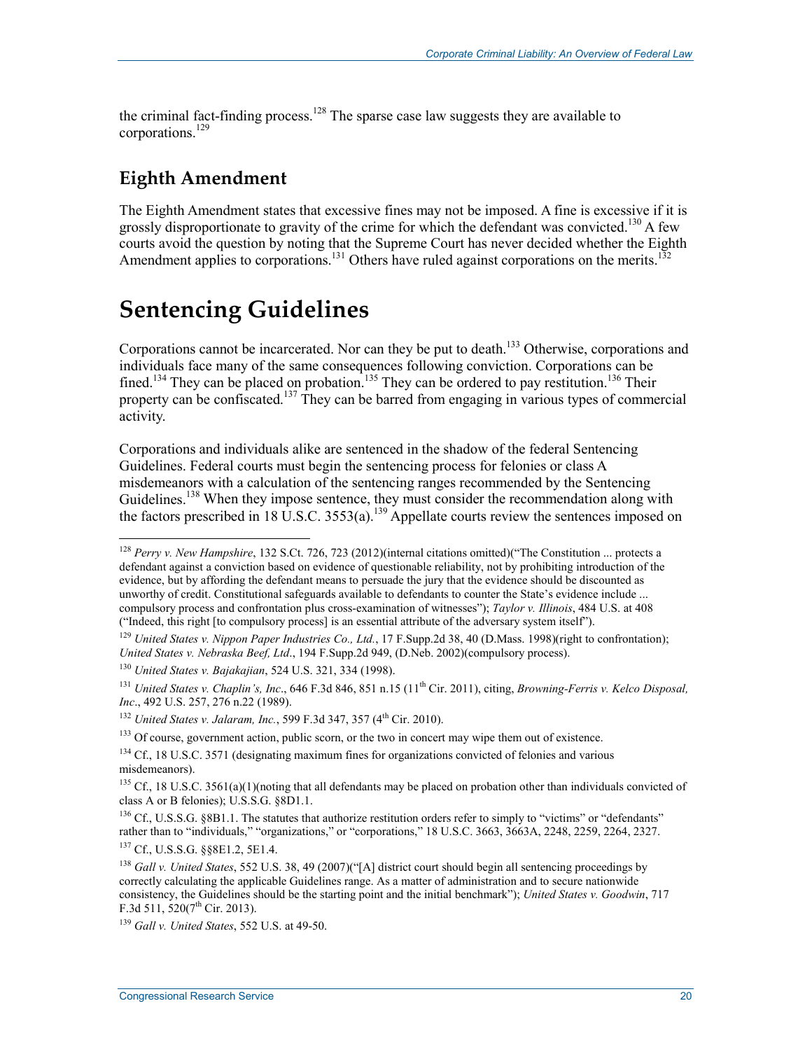the criminal fact-finding process.[128] The sparse case law suggests they are available to corporations.[129]

### Eighth Amendment

The Eighth Amendment states that excessive fines may not be imposed. A fine is excessive if it is grossly disproportionate to gravity of the crime for which the defendant was convicted.[130] A few courts avoid the question by noting that the Supreme Court has never decided whether the Eighth Amendment applies to corporations.[131] Others have ruled against corporations on the merits.[132]

## Sentencing Guidelines

Corporations cannot be incarcerated. Nor can they be put to death.[133] Otherwise, corporations and individuals face many of the same consequences following conviction. Corporations can be fined.[134] They can be placed on probation.[135] They can be ordered to pay restitution.[136] Their property can be confiscated.[137] They can be barred from engaging in various types of commercial activity.

Corporations and individuals alike are sentenced in the shadow of the federal Sentencing Guidelines. Federal courts must begin the sentencing process for felonies or class A misdemeanors with a calculation of the sentencing ranges recommended by the Sentencing Guidelines.[138] When they impose sentence, they must consider the recommendation along with the factors prescribed in 18 U.S.C. 3553(a).[139] Appellate courts review the sentences imposed on

---

[128] *Perry v. New Hampshire*, 132 S.Ct. 726, 723 (2012)(internal citations omitted)("The Constitution ... protects a defendant against a conviction based on evidence of questionable reliability, not by prohibiting introduction of the evidence, but by affording the defendant means to persuade the jury that the evidence should be discounted as unworthy of credit. Constitutional safeguards available to defendants to counter the State's evidence include ... compulsory process and confrontation plus cross-examination of witnesses"); *Taylor v. Illinois*, 484 U.S. at 408 ("Indeed, this right [to compulsory process] is an essential attribute of the adversary system itself").

[129] *United States v. Nippon Paper Industries Co., Ltd.*, 17 F.Supp.2d 38, 40 (D.Mass. 1998)(right to confrontation); *United States v. Nebraska Beef, Ltd*., 194 F.Supp.2d 949, (D.Neb. 2002)(compulsory process).

[130] *United States v. Bajakajian*, 524 U.S. 321, 334 (1998).

[131] *United States v. Chaplin's, Inc*., 646 F.3d 846, 851 n.15 (11th Cir. 2011), citing, *Browning-Ferris v. Kelco Disposal, Inc*., 492 U.S. 257, 276 n.22 (1989).

[132] *United States v. Jalaram, Inc.*, 599 F.3d 347, 357 (4th Cir. 2010).

[133] Of course, government action, public scorn, or the two in concert may wipe them out of existence.

[134] Cf., 18 U.S.C. 3571 (designating maximum fines for organizations convicted of felonies and various misdemeanors).

[135] Cf., 18 U.S.C. 3561(a)(1)(noting that all defendants may be placed on probation other than individuals convicted of class A or B felonies); U.S.S.G. §8D1.1.

[136] Cf., U.S.S.G. §8B1.1. The statutes that authorize restitution orders refer to simply to "victims" or "defendants" rather than to "individuals," "organizations," or "corporations," 18 U.S.C. 3663, 3663A, 2248, 2259, 2264, 2327.

[137] Cf., U.S.S.G. §§8E1.2, 5E1.4.

[138] *Gall v. United States*, 552 U.S. 38, 49 (2007)("[A] district court should begin all sentencing proceedings by correctly calculating the applicable Guidelines range. As a matter of administration and to secure nationwide consistency, the Guidelines should be the starting point and the initial benchmark"); *United States v. Goodwin*, 717 F.3d 511, 520(7th Cir. 2013).

[139] *Gall v. United States*, 552 U.S. at 49-50.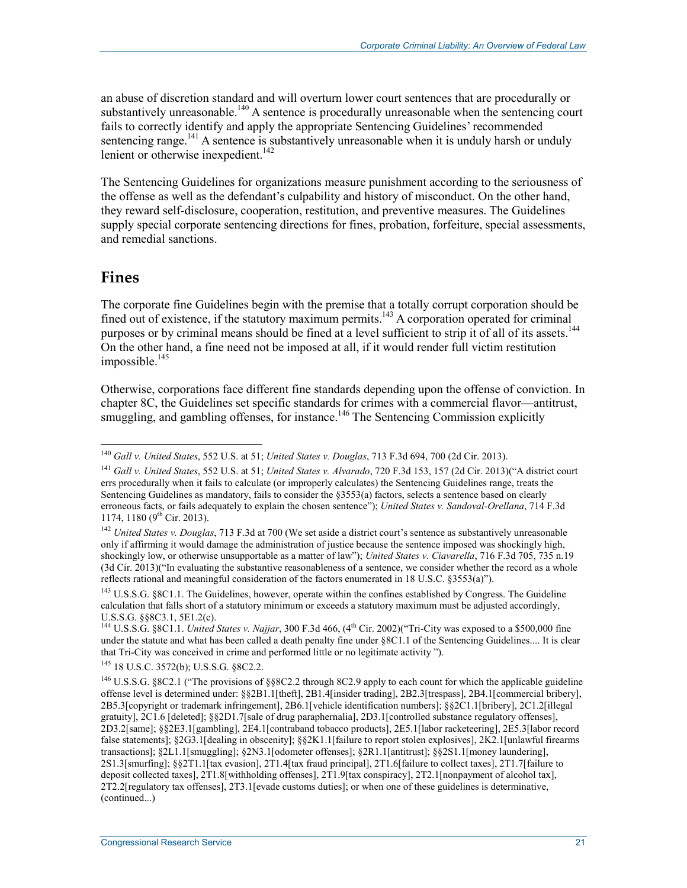an abuse of discretion standard and will overturn lower court sentences that are procedurally or substantively unreasonable.[140] A sentence is procedurally unreasonable when the sentencing court fails to correctly identify and apply the appropriate Sentencing Guidelines' recommended sentencing range.[141] A sentence is substantively unreasonable when it is unduly harsh or unduly lenient or otherwise inexpedient.[142]

The Sentencing Guidelines for organizations measure punishment according to the seriousness of the offense as well as the defendant's culpability and history of misconduct. On the other hand, they reward self-disclosure, cooperation, restitution, and preventive measures. The Guidelines supply special corporate sentencing directions for fines, probation, forfeiture, special assessments, and remedial sanctions.

## Fines

The corporate fine Guidelines begin with the premise that a totally corrupt corporation should be fined out of existence, if the statutory maximum permits.[143] A corporation operated for criminal purposes or by criminal means should be fined at a level sufficient to strip it of all of its assets.[144] On the other hand, a fine need not be imposed at all, if it would render full victim restitution impossible.[145]

Otherwise, corporations face different fine standards depending upon the offense of conviction. In chapter 8C, the Guidelines set specific standards for crimes with a commercial flavor—antitrust, smuggling, and gambling offenses, for instance.[146] The Sentencing Commission explicitly

---

[140] *Gall v. United States*, 552 U.S. at 51; *United States v. Douglas*, 713 F.3d 694, 700 (2d Cir. 2013).

[141] *Gall v. United States*, 552 U.S. at 51; *United States v. Alvarado*, 720 F.3d 153, 157 (2d Cir. 2013)("A district court errs procedurally when it fails to calculate (or improperly calculates) the Sentencing Guidelines range, treats the Sentencing Guidelines as mandatory, fails to consider the §3553(a) factors, selects a sentence based on clearly erroneous facts, or fails adequately to explain the chosen sentence"); *United States v. Sandoval-Orellana*, 714 F.3d 1174, 1180 (9th Cir. 2013).

[142] *United States v. Douglas*, 713 F.3d at 700 (We set aside a district court's sentence as substantively unreasonable only if affirming it would damage the administration of justice because the sentence imposed was shockingly high, shockingly low, or otherwise unsupportable as a matter of law"); *United States v. Ciavarella*, 716 F.3d 705, 735 n.19 (3d Cir. 2013)("In evaluating the substantive reasonableness of a sentence, we consider whether the record as a whole reflects rational and meaningful consideration of the factors enumerated in 18 U.S.C. §3553(a)").

[143] U.S.S.G. §8C1.1. The Guidelines, however, operate within the confines established by Congress. The Guideline calculation that falls short of a statutory minimum or exceeds a statutory maximum must be adjusted accordingly, U.S.S.G. §§8C3.1, 5E1.2(c).

[144] U.S.S.G. §8C1.1. *United States v. Najjar*, 300 F.3d 466, (4th Cir. 2002)("Tri-City was exposed to a $500,000 fine under the statute and what has been called a death penalty fine under §8C1.1 of the Sentencing Guidelines.... It is clear that Tri-City was conceived in crime and performed little or no legitimate activity ").

[145] 18 U.S.C. 3572(b); U.S.S.G. §8C2.2.

[146] U.S.S.G. §8C2.1 ("The provisions of §§8C2.2 through 8C2.9 apply to each count for which the applicable guideline offense level is determined under: §§2B1.1[theft], 2B1.4[insider trading], 2B2.3[trespass], 2B4.1[commercial bribery], 2B5.3[copyright or trademark infringement], 2B6.1[vehicle identification numbers]; §§2C1.1[bribery], 2C1.2[illegal gratuity], 2C1.6 [deleted]; §§2D1.7[sale of drug paraphernalia], 2D3.1[controlled substance regulatory offenses], 2D3.2[same]; §§2E3.1[gambling], 2E4.1[contraband tobacco products], 2E5.1[labor racketeering], 2E5.3[labor record false statements]; §2G3.1[dealing in obscenity]; §§2K1.1[failure to report stolen explosives], 2K2.1[unlawful firearms transactions]; §2L1.1[smuggling]; §2N3.1[odometer offenses]; §2R1.1[antitrust]; §§2S1.1[money laundering], 2S1.3[smurfing]; §§2T1.1[tax evasion], 2T1.4[tax fraud principal], 2T1.6[failure to collect taxes], 2T1.7[failure to deposit collected taxes], 2T1.8[withholding offenses], 2T1.9[tax conspiracy], 2T2.1[nonpayment of alcohol tax], 2T2.2[regulatory tax offenses], 2T3.1[evade customs duties]; or when one of these guidelines is determinative, (continued...)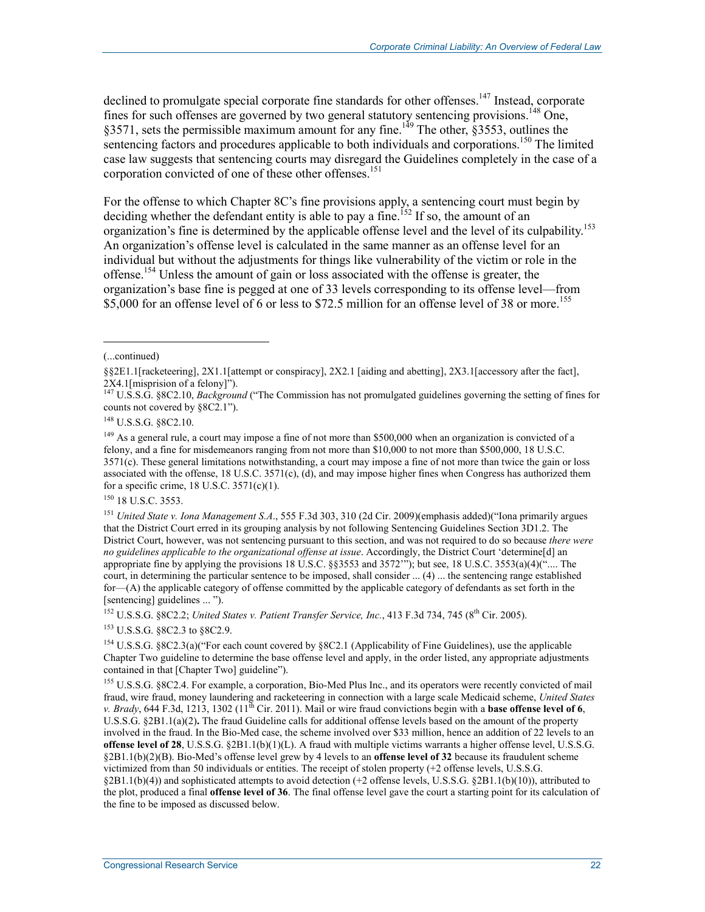declined to promulgate special corporate fine standards for other offenses.[147] Instead, corporate fines for such offenses are governed by two general statutory sentencing provisions.[148] One, §3571, sets the permissible maximum amount for any fine.[149] The other, §3553, outlines the sentencing factors and procedures applicable to both individuals and corporations.[150] The limited case law suggests that sentencing courts may disregard the Guidelines completely in the case of a corporation convicted of one of these other offenses.[151]

For the offense to which Chapter 8C's fine provisions apply, a sentencing court must begin by deciding whether the defendant entity is able to pay a fine.[152] If so, the amount of an organization's fine is determined by the applicable offense level and the level of its culpability.[153] An organization's offense level is calculated in the same manner as an offense level for an individual but without the adjustments for things like vulnerability of the victim or role in the offense.[154] Unless the amount of gain or loss associated with the offense is greater, the organization's base fine is pegged at one of 33 levels corresponding to its offense level—from $5,000 for an offense level of 6 or less to $72.5 million for an offense level of 38 or more.[155]

---

(...continued)

§§2E1.1[racketeering], 2X1.1[attempt or conspiracy], 2X2.1 [aiding and abetting], 2X3.1[accessory after the fact], 2X4.1[misprision of a felony]").

[147] U.S.S.G. §8C2.10, *Background* ("The Commission has not promulgated guidelines governing the setting of fines for counts not covered by §8C2.1").

[148] U.S.S.G. §8C2.10.

[149] As a general rule, a court may impose a fine of not more than $500,000 when an organization is convicted of a felony, and a fine for misdemeanors ranging from not more than $10,000 to not more than $500,000, 18 U.S.C. 3571(c). These general limitations notwithstanding, a court may impose a fine of not more than twice the gain or loss associated with the offense, 18 U.S.C. 3571(c), (d), and may impose higher fines when Congress has authorized them for a specific crime, 18 U.S.C. 3571(c)(1).

[150] 18 U.S.C. 3553.

[151] *United State v. Iona Management S.A.*, 555 F.3d 303, 310 (2d Cir. 2009)(emphasis added)("Iona primarily argues that the District Court erred in its grouping analysis by not following Sentencing Guidelines Section 3D1.2. The District Court, however, was not sentencing pursuant to this section, and was not required to do so because *there were no guidelines applicable to the organizational offense at issue*. Accordingly, the District Court 'determine[d] an appropriate fine by applying the provisions 18 U.S.C. §§3553 and 3572'"); but see, 18 U.S.C. 3553(a)(4)(".... The court, in determining the particular sentence to be imposed, shall consider ... (4) ... the sentencing range established for—(A) the applicable category of offense committed by the applicable category of defendants as set forth in the [sentencing] guidelines ... ").

[152] U.S.S.G. §8C2.2; *United States v. Patient Transfer Service, Inc.*, 413 F.3d 734, 745 (8th Cir. 2005).

[153] U.S.S.G. §8C2.3 to §8C2.9.

[154] U.S.S.G. §8C2.3(a)("For each count covered by §8C2.1 (Applicability of Fine Guidelines), use the applicable Chapter Two guideline to determine the base offense level and apply, in the order listed, any appropriate adjustments contained in that [Chapter Two] guideline").

[155] U.S.S.G. §8C2.4. For example, a corporation, Bio-Med Plus Inc., and its operators were recently convicted of mail fraud, wire fraud, money laundering and racketeering in connection with a large scale Medicaid scheme, *United States v. Brady*, 644 F.3d, 1213, 1302 (11th Cir. 2011). Mail or wire fraud convictions begin with a **base offense level of 6**, U.S.S.G. §2B1.1(a)(2). The fraud Guideline calls for additional offense levels based on the amount of the property involved in the fraud. In the Bio-Med case, the scheme involved over $33 million, hence an addition of 22 levels to an **offense level of 28**, U.S.S.G. §2B1.1(b)(1)(L). A fraud with multiple victims warrants a higher offense level, U.S.S.G. §2B1.1(b)(2)(B). Bio-Med's offense level grew by 4 levels to an **offense level of 32** because its fraudulent scheme victimized from than 50 individuals or entities. The receipt of stolen property (+2 offense levels, U.S.S.G. §2B1.1(b)(4)) and sophisticated attempts to avoid detection (+2 offense levels, U.S.S.G. §2B1.1(b)(10)), attributed to the plot, produced a final **offense level of 36**. The final offense level gave the court a starting point for its calculation of the fine to be imposed as discussed below.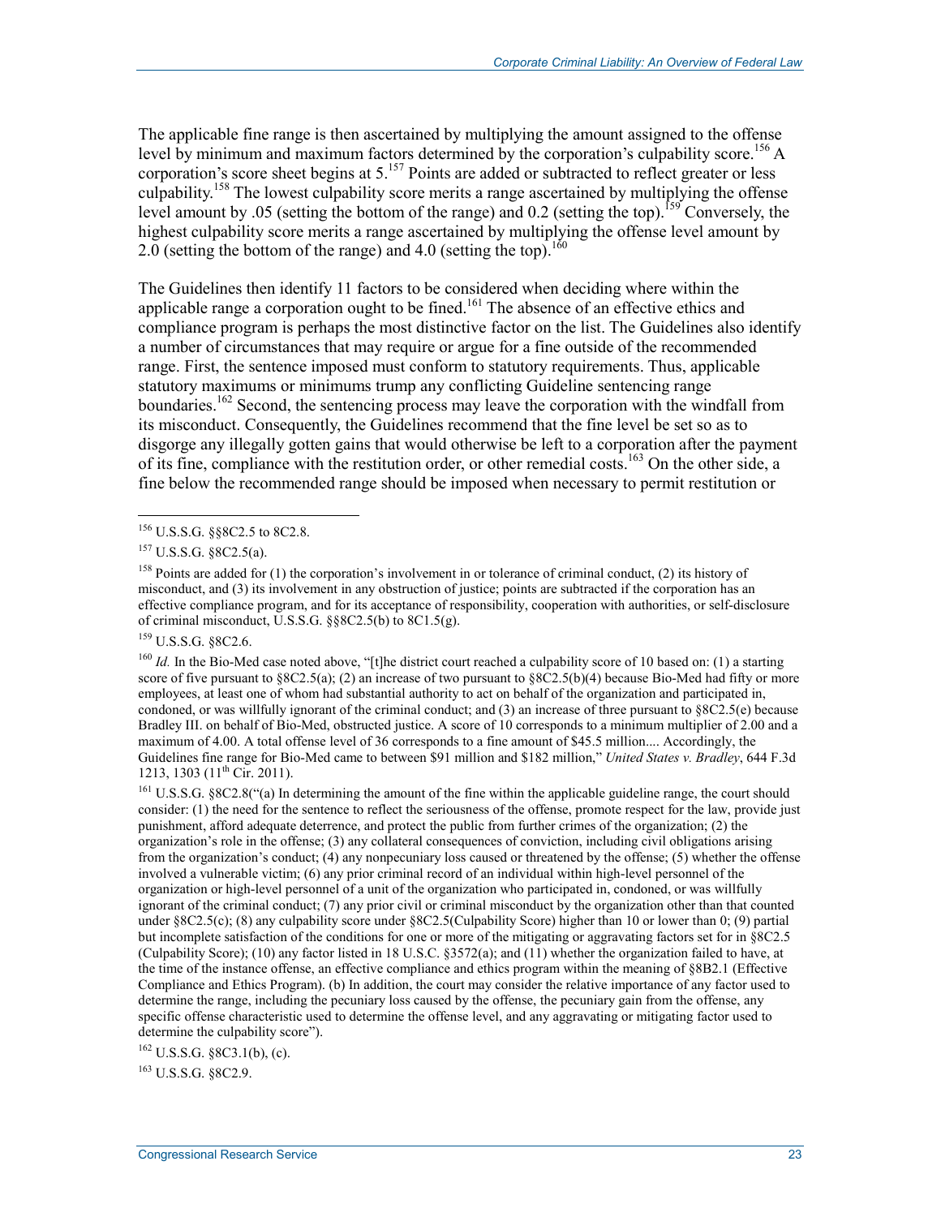The applicable fine range is then ascertained by multiplying the amount assigned to the offense level by minimum and maximum factors determined by the corporation's culpability score.[156] A corporation's score sheet begins at 5.[157] Points are added or subtracted to reflect greater or less culpability.[158] The lowest culpability score merits a range ascertained by multiplying the offense level amount by .05 (setting the bottom of the range) and 0.2 (setting the top).[159] Conversely, the highest culpability score merits a range ascertained by multiplying the offense level amount by 2.0 (setting the bottom of the range) and 4.0 (setting the top).[160]

The Guidelines then identify 11 factors to be considered when deciding where within the applicable range a corporation ought to be fined.[161] The absence of an effective ethics and compliance program is perhaps the most distinctive factor on the list. The Guidelines also identify a number of circumstances that may require or argue for a fine outside of the recommended range. First, the sentence imposed must conform to statutory requirements. Thus, applicable statutory maximums or minimums trump any conflicting Guideline sentencing range boundaries.[162] Second, the sentencing process may leave the corporation with the windfall from its misconduct. Consequently, the Guidelines recommend that the fine level be set so as to disgorge any illegally gotten gains that would otherwise be left to a corporation after the payment of its fine, compliance with the restitution order, or other remedial costs.[163] On the other side, a fine below the recommended range should be imposed when necessary to permit restitution or

---

[156] U.S.S.G. §§8C2.5 to 8C2.8.

[157] U.S.S.G. §8C2.5(a).

[158] Points are added for (1) the corporation's involvement in or tolerance of criminal conduct, (2) its history of misconduct, and (3) its involvement in any obstruction of justice; points are subtracted if the corporation has an effective compliance program, and for its acceptance of responsibility, cooperation with authorities, or self-disclosure of criminal misconduct, U.S.S.G. §§8C2.5(b) to 8C1.5(g).

[159] U.S.S.G. §8C2.6.

[160] *Id.* In the Bio-Med case noted above, "[t]he district court reached a culpability score of 10 based on: (1) a starting score of five pursuant to §8C2.5(a); (2) an increase of two pursuant to §8C2.5(b)(4) because Bio-Med had fifty or more employees, at least one of whom had substantial authority to act on behalf of the organization and participated in, condoned, or was willfully ignorant of the criminal conduct; and (3) an increase of three pursuant to §8C2.5(e) because Bradley III. on behalf of Bio-Med, obstructed justice. A score of 10 corresponds to a minimum multiplier of 2.00 and a maximum of 4.00. A total offense level of 36 corresponds to a fine amount of $45.5 million.... Accordingly, the Guidelines fine range for Bio-Med came to between $91 million and $182 million," *United States v. Bradley*, 644 F.3d 1213, 1303 (11th Cir. 2011).

[161] U.S.S.G. §8C2.8("(a) In determining the amount of the fine within the applicable guideline range, the court should consider: (1) the need for the sentence to reflect the seriousness of the offense, promote respect for the law, provide just punishment, afford adequate deterrence, and protect the public from further crimes of the organization; (2) the organization's role in the offense; (3) any collateral consequences of conviction, including civil obligations arising from the organization's conduct; (4) any nonpecuniary loss caused or threatened by the offense; (5) whether the offense involved a vulnerable victim; (6) any prior criminal record of an individual within high-level personnel of the organization or high-level personnel of a unit of the organization who participated in, condoned, or was willfully ignorant of the criminal conduct; (7) any prior civil or criminal misconduct by the organization other than that counted under §8C2.5(c); (8) any culpability score under §8C2.5(Culpability Score) higher than 10 or lower than 0; (9) partial but incomplete satisfaction of the conditions for one or more of the mitigating or aggravating factors set for in §8C2.5 (Culpability Score); (10) any factor listed in 18 U.S.C. §3572(a); and (11) whether the organization failed to have, at the time of the instance offense, an effective compliance and ethics program within the meaning of §8B2.1 (Effective Compliance and Ethics Program). (b) In addition, the court may consider the relative importance of any factor used to determine the range, including the pecuniary loss caused by the offense, the pecuniary gain from the offense, any specific offense characteristic used to determine the offense level, and any aggravating or mitigating factor used to determine the culpability score").

[162] U.S.S.G. §8C3.1(b), (c).

[163] U.S.S.G. §8C2.9.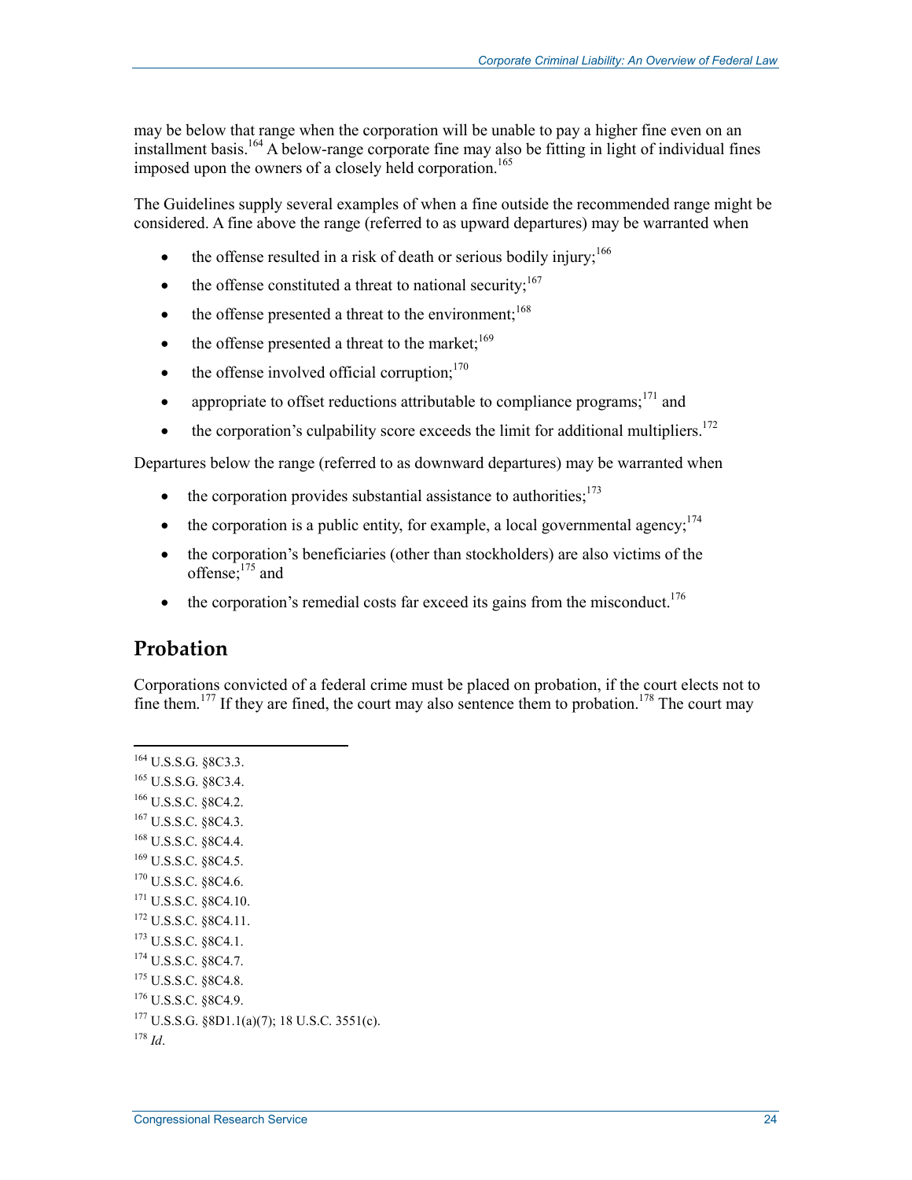may be below that range when the corporation will be unable to pay a higher fine even on an installment basis.[164] A below-range corporate fine may also be fitting in light of individual fines imposed upon the owners of a closely held corporation.[165]

The Guidelines supply several examples of when a fine outside the recommended range might be considered. A fine above the range (referred to as upward departures) may be warranted when

- the offense resulted in a risk of death or serious bodily injury;[166]
- the offense constituted a threat to national security;[167]
- the offense presented a threat to the environment;[168]
- the offense presented a threat to the market;[169]
- the offense involved official corruption;[170]
- appropriate to offset reductions attributable to compliance programs;[171] and
- the corporation's culpability score exceeds the limit for additional multipliers.[172]

Departures below the range (referred to as downward departures) may be warranted when

- the corporation provides substantial assistance to authorities;[173]
- the corporation is a public entity, for example, a local governmental agency;[174]
- the corporation's beneficiaries (other than stockholders) are also victims of the offense;[175] and
- the corporation's remedial costs far exceed its gains from the misconduct.[176]

## Probation

Corporations convicted of a federal crime must be placed on probation, if the court elects not to fine them.[177] If they are fined, the court may also sentence them to probation.[178] The court may

---

[164] U.S.S.G. §8C3.3.
[165] U.S.S.G. §8C3.4.
[166] U.S.S.C. §8C4.2.
[167] U.S.S.C. §8C4.3.
[168] U.S.S.C. §8C4.4.
[169] U.S.S.C. §8C4.5.
[170] U.S.S.C. §8C4.6.
[171] U.S.S.C. §8C4.10.
[172] U.S.S.C. §8C4.11.
[173] U.S.S.C. §8C4.1.
[174] U.S.S.C. §8C4.7.
[175] U.S.S.C. §8C4.8.
[176] U.S.S.C. §8C4.9.
[177] U.S.S.G. §8D1.1(a)(7); 18 U.S.C. 3551(c).
[178] *Id*.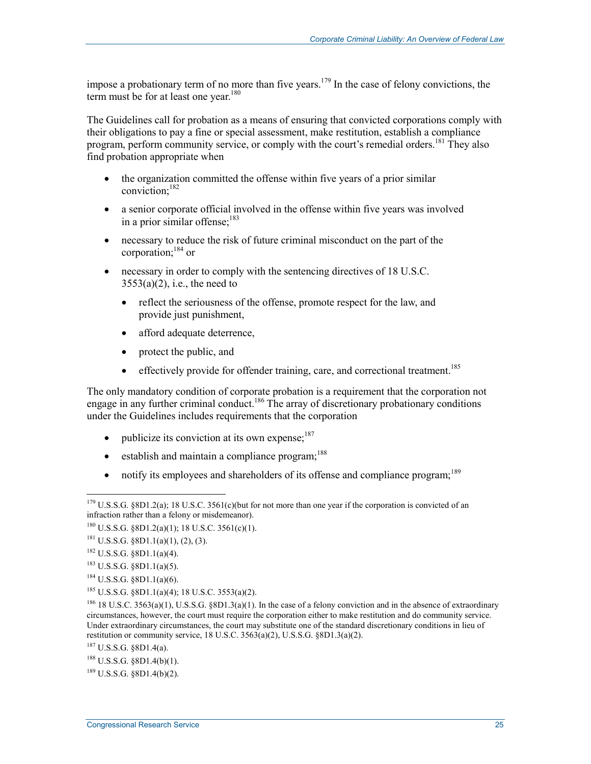impose a probationary term of no more than five years.[179] In the case of felony convictions, the term must be for at least one year.[180]

The Guidelines call for probation as a means of ensuring that convicted corporations comply with their obligations to pay a fine or special assessment, make restitution, establish a compliance program, perform community service, or comply with the court's remedial orders.[181] They also find probation appropriate when

- the organization committed the offense within five years of a prior similar conviction;[182]
- a senior corporate official involved in the offense within five years was involved in a prior similar offense;[183]
- necessary to reduce the risk of future criminal misconduct on the part of the corporation;[184] or
- necessary in order to comply with the sentencing directives of 18 U.S.C. 3553(a)(2), i.e., the need to
  - reflect the seriousness of the offense, promote respect for the law, and provide just punishment,
  - afford adequate deterrence,
  - protect the public, and
  - effectively provide for offender training, care, and correctional treatment.[185]

The only mandatory condition of corporate probation is a requirement that the corporation not engage in any further criminal conduct.[186] The array of discretionary probationary conditions under the Guidelines includes requirements that the corporation

- publicize its conviction at its own expense;[187]
- establish and maintain a compliance program;[188]
- notify its employees and shareholders of its offense and compliance program;[189]

---

[179] U.S.S.G. §8D1.2(a); 18 U.S.C. 3561(c)(but for not more than one year if the corporation is convicted of an infraction rather than a felony or misdemeanor).

[180] U.S.S.G. §8D1.2(a)(1); 18 U.S.C. 3561(c)(1).

[181] U.S.S.G. §8D1.1(a)(1), (2), (3).

[182] U.S.S.G. §8D1.1(a)(4).

[183] U.S.S.G. §8D1.1(a)(5).

[184] U.S.S.G. §8D1.1(a)(6).

[185] U.S.S.G. §8D1.1(a)(4); 18 U.S.C. 3553(a)(2).

[186] 18 U.S.C. 3563(a)(1), U.S.S.G. §8D1.3(a)(1). In the case of a felony conviction and in the absence of extraordinary circumstances, however, the court must require the corporation either to make restitution and do community service. Under extraordinary circumstances, the court may substitute one of the standard discretionary conditions in lieu of restitution or community service, 18 U.S.C. 3563(a)(2), U.S.S.G. §8D1.3(a)(2).

[187] U.S.S.G. §8D1.4(a).

[188] U.S.S.G. §8D1.4(b)(1).

[189] U.S.S.G. §8D1.4(b)(2).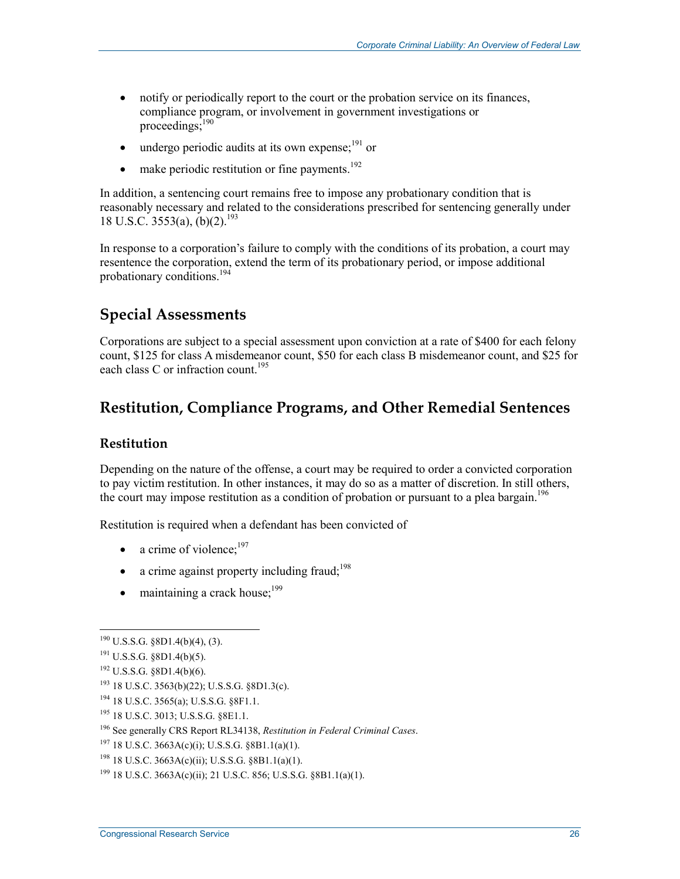- notify or periodically report to the court or the probation service on its finances, compliance program, or involvement in government investigations or proceedings;[190]
- undergo periodic audits at its own expense;[191] or
- make periodic restitution or fine payments.[192]

In addition, a sentencing court remains free to impose any probationary condition that is reasonably necessary and related to the considerations prescribed for sentencing generally under 18 U.S.C. 3553(a), (b)(2).[193]

In response to a corporation's failure to comply with the conditions of its probation, a court may resentence the corporation, extend the term of its probationary period, or impose additional probationary conditions.[194]

## Special Assessments

Corporations are subject to a special assessment upon conviction at a rate of $400 for each felony count, $125 for class A misdemeanor count, $50 for each class B misdemeanor count, and $25 for each class C or infraction count.[195]

## Restitution, Compliance Programs, and Other Remedial Sentences

### Restitution

Depending on the nature of the offense, a court may be required to order a convicted corporation to pay victim restitution. In other instances, it may do so as a matter of discretion. In still others, the court may impose restitution as a condition of probation or pursuant to a plea bargain.[196]

Restitution is required when a defendant has been convicted of

- a crime of violence;[197]
- a crime against property including fraud;[198]
- maintaining a crack house;[199]

---

[190] U.S.S.G. §8D1.4(b)(4), (3).

[191] U.S.S.G. §8D1.4(b)(5).

[192] U.S.S.G. §8D1.4(b)(6).

[193] 18 U.S.C. 3563(b)(22); U.S.S.G. §8D1.3(c).

[194] 18 U.S.C. 3565(a); U.S.S.G. §8F1.1.

[195] 18 U.S.C. 3013; U.S.S.G. §8E1.1.

[196] See generally CRS Report RL34138, *Restitution in Federal Criminal Cases*.

[197] 18 U.S.C. 3663A(c)(i); U.S.S.G. §8B1.1(a)(1).

[198] 18 U.S.C. 3663A(c)(ii); U.S.S.G. §8B1.1(a)(1).

[199] 18 U.S.C. 3663A(c)(ii); 21 U.S.C. 856; U.S.S.G. §8B1.1(a)(1).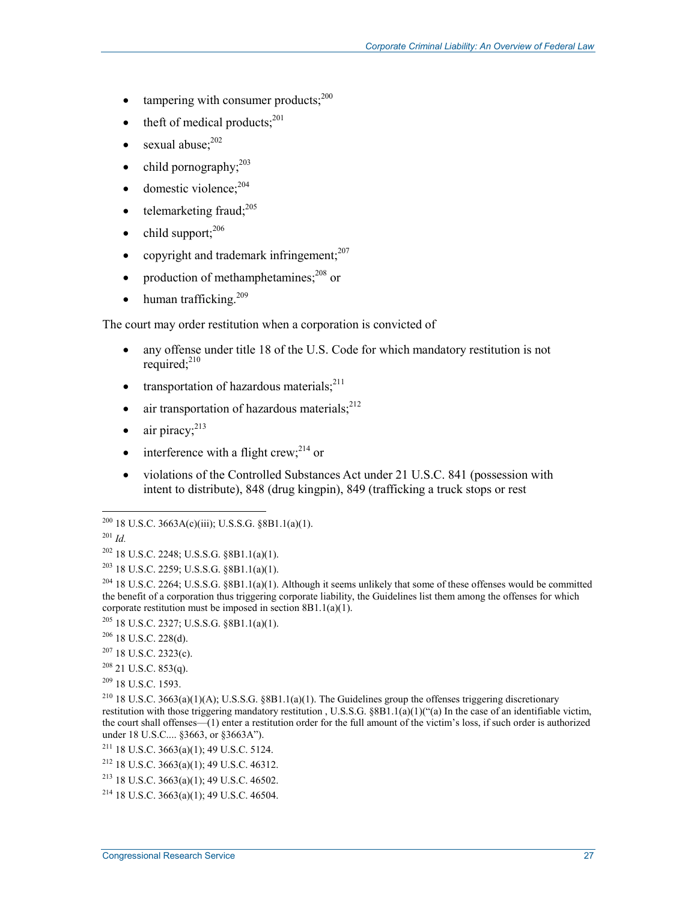- tampering with consumer products;[200]
- theft of medical products;[201]
- sexual abuse;[202]
- child pornography;[203]
- domestic violence;[204]
- telemarketing fraud;[205]
- child support;[206]
- copyright and trademark infringement;[207]
- production of methamphetamines;[208] or
- human trafficking.[209]

The court may order restitution when a corporation is convicted of

- any offense under title 18 of the U.S. Code for which mandatory restitution is not required;[210]
- transportation of hazardous materials;[211]
- air transportation of hazardous materials;[212]
- air piracy;[213]
- interference with a flight crew;[214] or
- violations of the Controlled Substances Act under 21 U.S.C. 841 (possession with intent to distribute), 848 (drug kingpin), 849 (trafficking a truck stops or rest

---

[200] 18 U.S.C. 3663A(c)(iii); U.S.S.G. §8B1.1(a)(1).

[201] *Id.*

[202] 18 U.S.C. 2248; U.S.S.G. §8B1.1(a)(1).

[203] 18 U.S.C. 2259; U.S.S.G. §8B1.1(a)(1).

[204] 18 U.S.C. 2264; U.S.S.G. §8B1.1(a)(1). Although it seems unlikely that some of these offenses would be committed the benefit of a corporation thus triggering corporate liability, the Guidelines list them among the offenses for which corporate restitution must be imposed in section 8B1.1(a)(1).

[205] 18 U.S.C. 2327; U.S.S.G. §8B1.1(a)(1).

[206] 18 U.S.C. 228(d).

[207] 18 U.S.C. 2323(c).

[208] 21 U.S.C. 853(q).

[209] 18 U.S.C. 1593.

[210] 18 U.S.C. 3663(a)(1)(A); U.S.S.G. §8B1.1(a)(1). The Guidelines group the offenses triggering discretionary restitution with those triggering mandatory restitution , U.S.S.G. §8B1.1(a)(1)("(a) In the case of an identifiable victim, the court shall offenses—(1) enter a restitution order for the full amount of the victim's loss, if such order is authorized under 18 U.S.C.... §3663, or §3663A").

[211] 18 U.S.C. 3663(a)(1); 49 U.S.C. 5124.

[212] 18 U.S.C. 3663(a)(1); 49 U.S.C. 46312.

[213] 18 U.S.C. 3663(a)(1); 49 U.S.C. 46502.

[214] 18 U.S.C. 3663(a)(1); 49 U.S.C. 46504.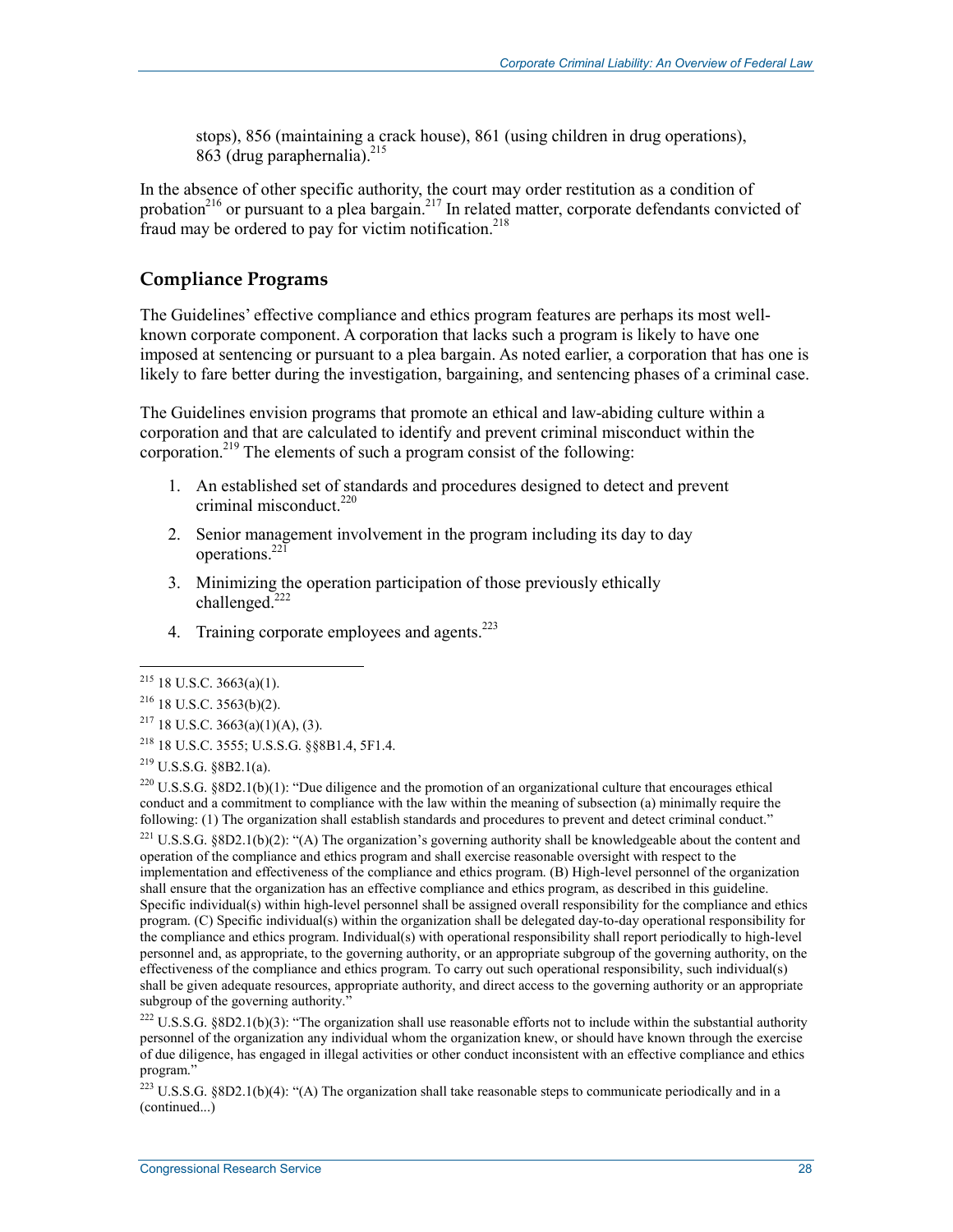stops), 856 (maintaining a crack house), 861 (using children in drug operations), 863 (drug paraphernalia).[215]

In the absence of other specific authority, the court may order restitution as a condition of probation[216] or pursuant to a plea bargain.[217] In related matter, corporate defendants convicted of fraud may be ordered to pay for victim notification.[218]

## Compliance Programs

The Guidelines' effective compliance and ethics program features are perhaps its most well-known corporate component. A corporation that lacks such a program is likely to have one imposed at sentencing or pursuant to a plea bargain. As noted earlier, a corporation that has one is likely to fare better during the investigation, bargaining, and sentencing phases of a criminal case.

The Guidelines envision programs that promote an ethical and law-abiding culture within a corporation and that are calculated to identify and prevent criminal misconduct within the corporation.[219] The elements of such a program consist of the following:

1. An established set of standards and procedures designed to detect and prevent criminal misconduct.[220]
2. Senior management involvement in the program including its day to day operations.[221]
3. Minimizing the operation participation of those previously ethically challenged.[222]
4. Training corporate employees and agents.[223]

---

[215] 18 U.S.C. 3663(a)(1).

[216] 18 U.S.C. 3563(b)(2).

[217] 18 U.S.C. 3663(a)(1)(A), (3).

[218] 18 U.S.C. 3555; U.S.S.G. §§8B1.4, 5F1.4.

[219] U.S.S.G. §8B2.1(a).

[220] U.S.S.G. §8D2.1(b)(1): "Due diligence and the promotion of an organizational culture that encourages ethical conduct and a commitment to compliance with the law within the meaning of subsection (a) minimally require the following: (1) The organization shall establish standards and procedures to prevent and detect criminal conduct."

[221] U.S.S.G. §8D2.1(b)(2): "(A) The organization's governing authority shall be knowledgeable about the content and operation of the compliance and ethics program and shall exercise reasonable oversight with respect to the implementation and effectiveness of the compliance and ethics program. (B) High-level personnel of the organization shall ensure that the organization has an effective compliance and ethics program, as described in this guideline. Specific individual(s) within high-level personnel shall be assigned overall responsibility for the compliance and ethics program. (C) Specific individual(s) within the organization shall be delegated day-to-day operational responsibility for the compliance and ethics program. Individual(s) with operational responsibility shall report periodically to high-level personnel and, as appropriate, to the governing authority, or an appropriate subgroup of the governing authority, on the effectiveness of the compliance and ethics program. To carry out such operational responsibility, such individual(s) shall be given adequate resources, appropriate authority, and direct access to the governing authority or an appropriate subgroup of the governing authority."

[222] U.S.S.G. §8D2.1(b)(3): "The organization shall use reasonable efforts not to include within the substantial authority personnel of the organization any individual whom the organization knew, or should have known through the exercise of due diligence, has engaged in illegal activities or other conduct inconsistent with an effective compliance and ethics program."

[223] U.S.S.G. §8D2.1(b)(4): "(A) The organization shall take reasonable steps to communicate periodically and in a (continued...)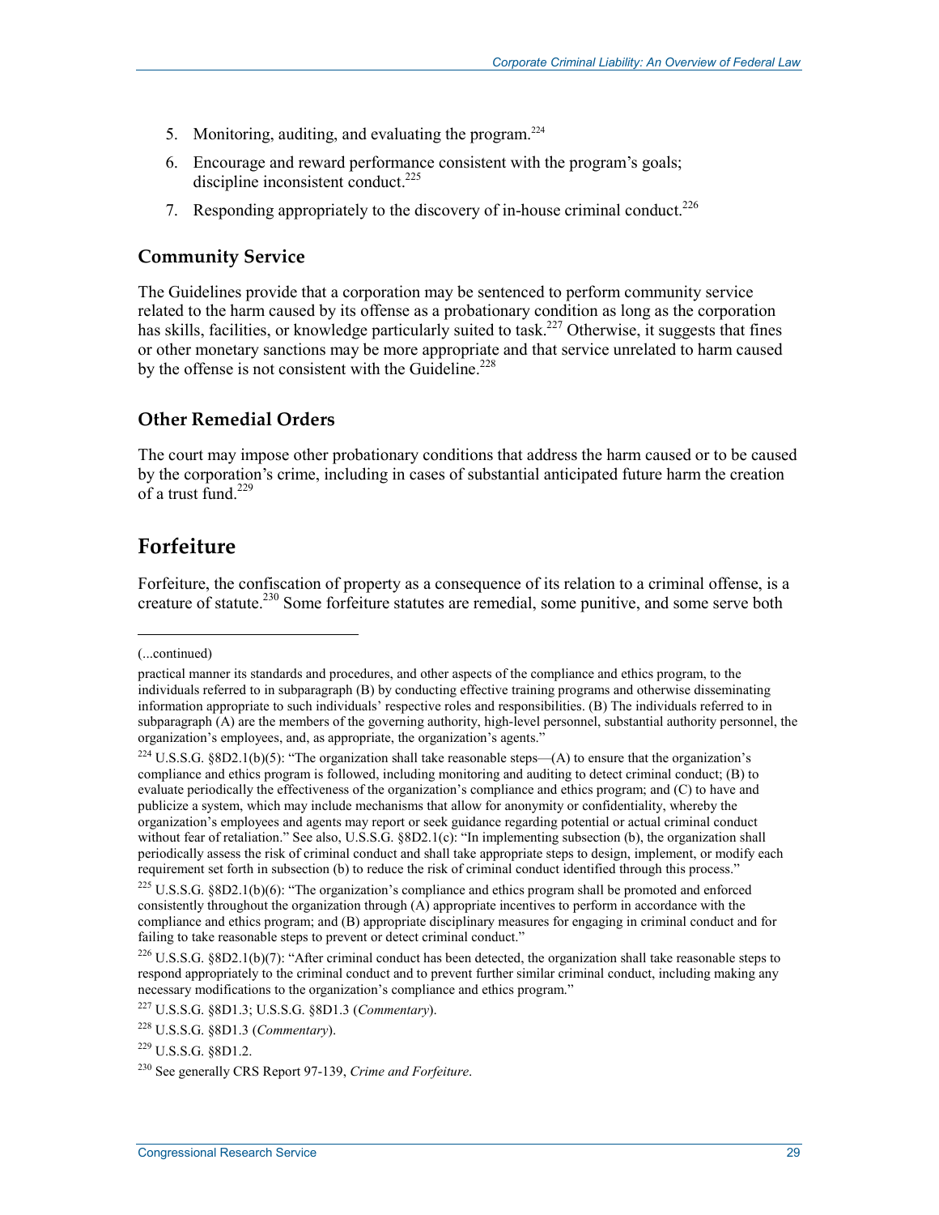5. Monitoring, auditing, and evaluating the program.[224]
6. Encourage and reward performance consistent with the program's goals; discipline inconsistent conduct.[225]
7. Responding appropriately to the discovery of in-house criminal conduct.[226]

### Community Service

The Guidelines provide that a corporation may be sentenced to perform community service related to the harm caused by its offense as a probationary condition as long as the corporation has skills, facilities, or knowledge particularly suited to task.[227] Otherwise, it suggests that fines or other monetary sanctions may be more appropriate and that service unrelated to harm caused by the offense is not consistent with the Guideline.[228]

### Other Remedial Orders

The court may impose other probationary conditions that address the harm caused or to be caused by the corporation's crime, including in cases of substantial anticipated future harm the creation of a trust fund.[229]

## Forfeiture

Forfeiture, the confiscation of property as a consequence of its relation to a criminal offense, is a creature of statute.[230] Some forfeiture statutes are remedial, some punitive, and some serve both

---

(...continued)

practical manner its standards and procedures, and other aspects of the compliance and ethics program, to the individuals referred to in subparagraph (B) by conducting effective training programs and otherwise disseminating information appropriate to such individuals' respective roles and responsibilities. (B) The individuals referred to in subparagraph (A) are the members of the governing authority, high-level personnel, substantial authority personnel, the organization's employees, and, as appropriate, the organization's agents."

[224] U.S.S.G. §8D2.1(b)(5): "The organization shall take reasonable steps—(A) to ensure that the organization's compliance and ethics program is followed, including monitoring and auditing to detect criminal conduct; (B) to evaluate periodically the effectiveness of the organization's compliance and ethics program; and (C) to have and publicize a system, which may include mechanisms that allow for anonymity or confidentiality, whereby the organization's employees and agents may report or seek guidance regarding potential or actual criminal conduct without fear of retaliation." See also, U.S.S.G. §8D2.1(c): "In implementing subsection (b), the organization shall periodically assess the risk of criminal conduct and shall take appropriate steps to design, implement, or modify each requirement set forth in subsection (b) to reduce the risk of criminal conduct identified through this process."

[225] U.S.S.G. §8D2.1(b)(6): "The organization's compliance and ethics program shall be promoted and enforced consistently throughout the organization through (A) appropriate incentives to perform in accordance with the compliance and ethics program; and (B) appropriate disciplinary measures for engaging in criminal conduct and for failing to take reasonable steps to prevent or detect criminal conduct."

[226] U.S.S.G. §8D2.1(b)(7): "After criminal conduct has been detected, the organization shall take reasonable steps to respond appropriately to the criminal conduct and to prevent further similar criminal conduct, including making any necessary modifications to the organization's compliance and ethics program."

[227] U.S.S.G. §8D1.3; U.S.S.G. §8D1.3 (*Commentary*).

[228] U.S.S.G. §8D1.3 (*Commentary*).

[229] U.S.S.G. §8D1.2.

[230] See generally CRS Report 97-139, *Crime and Forfeiture*.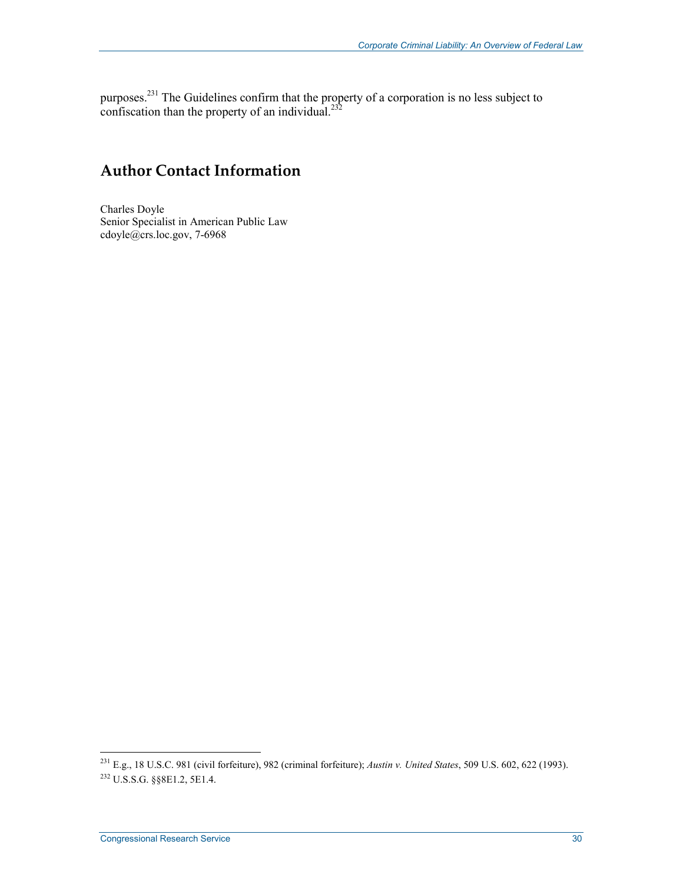purposes.[231] The Guidelines confirm that the property of a corporation is no less subject to confiscation than the property of an individual.[232]

## Author Contact Information

Charles Doyle
Senior Specialist in American Public Law
cdoyle@crs.loc.gov, 7-6968

---

[231] E.g., 18 U.S.C. 981 (civil forfeiture), 982 (criminal forfeiture); *Austin v. United States*, 509 U.S. 602, 622 (1993).

[232] U.S.S.G. §§8E1.2, 5E1.4.